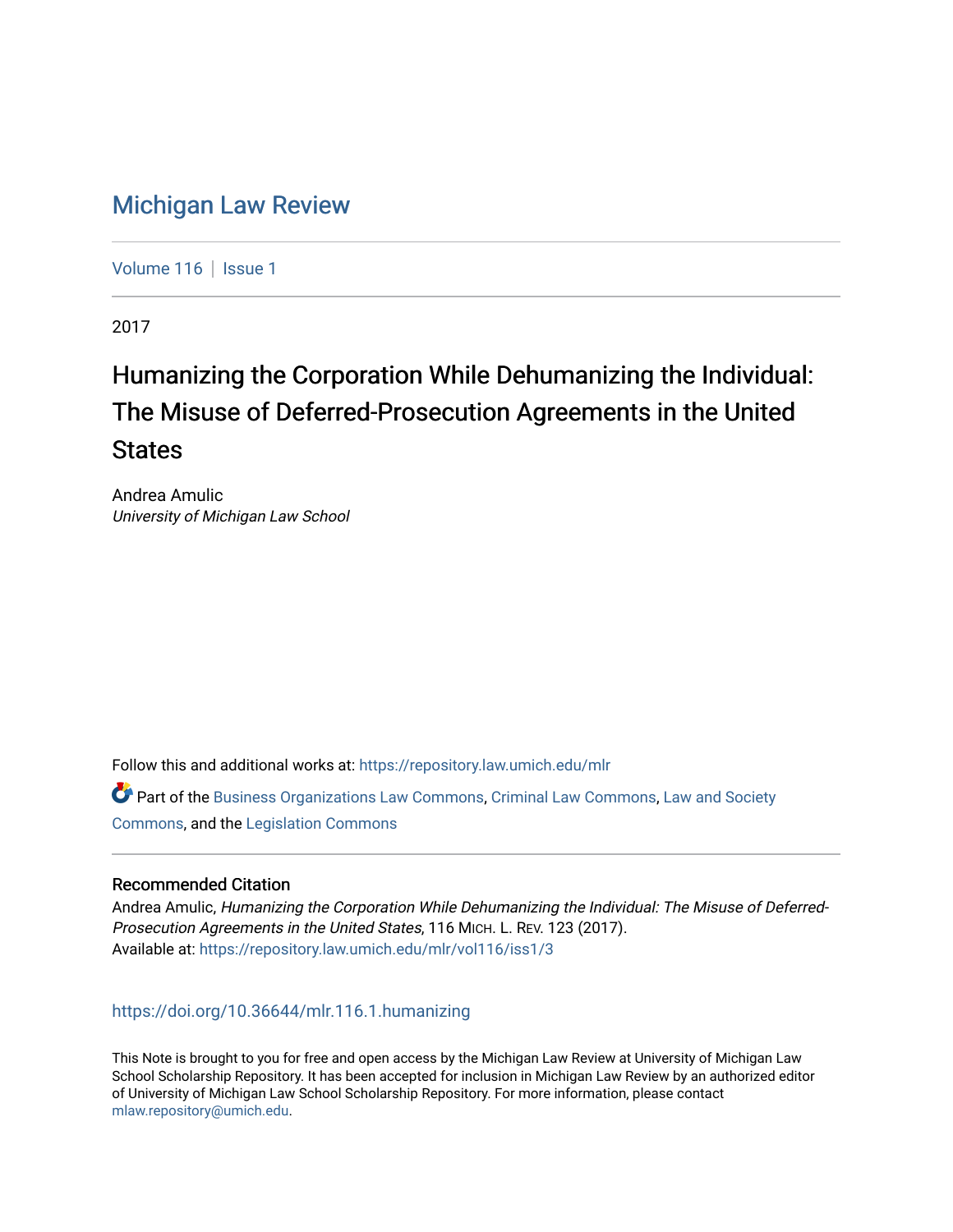# Michigan Law Review

Volume 116 | Issue 1

2017

## Humanizing the Corporation While Dehumanizing the Individual: The Misuse of Deferred-Prosecution Agreements in the United States

Andrea Amulic
*University of Michigan Law School*

Follow this and additional works at: https://repository.law.umich.edu/mlr

Part of the Business Organizations Law Commons, Criminal Law Commons, Law and Society Commons, and the Legislation Commons

### Recommended Citation

Andrea Amulic, *Humanizing the Corporation While Dehumanizing the Individual: The Misuse of Deferred-Prosecution Agreements in the United States*, 116 MICH. L. REV. 123 (2017).
Available at: https://repository.law.umich.edu/mlr/vol116/iss1/3

https://doi.org/10.36644/mlr.116.1.humanizing

This Note is brought to you for free and open access by the Michigan Law Review at University of Michigan Law School Scholarship Repository. It has been accepted for inclusion in Michigan Law Review by an authorized editor of University of Michigan Law School Scholarship Repository. For more information, please contact mlaw.repository@umich.edu.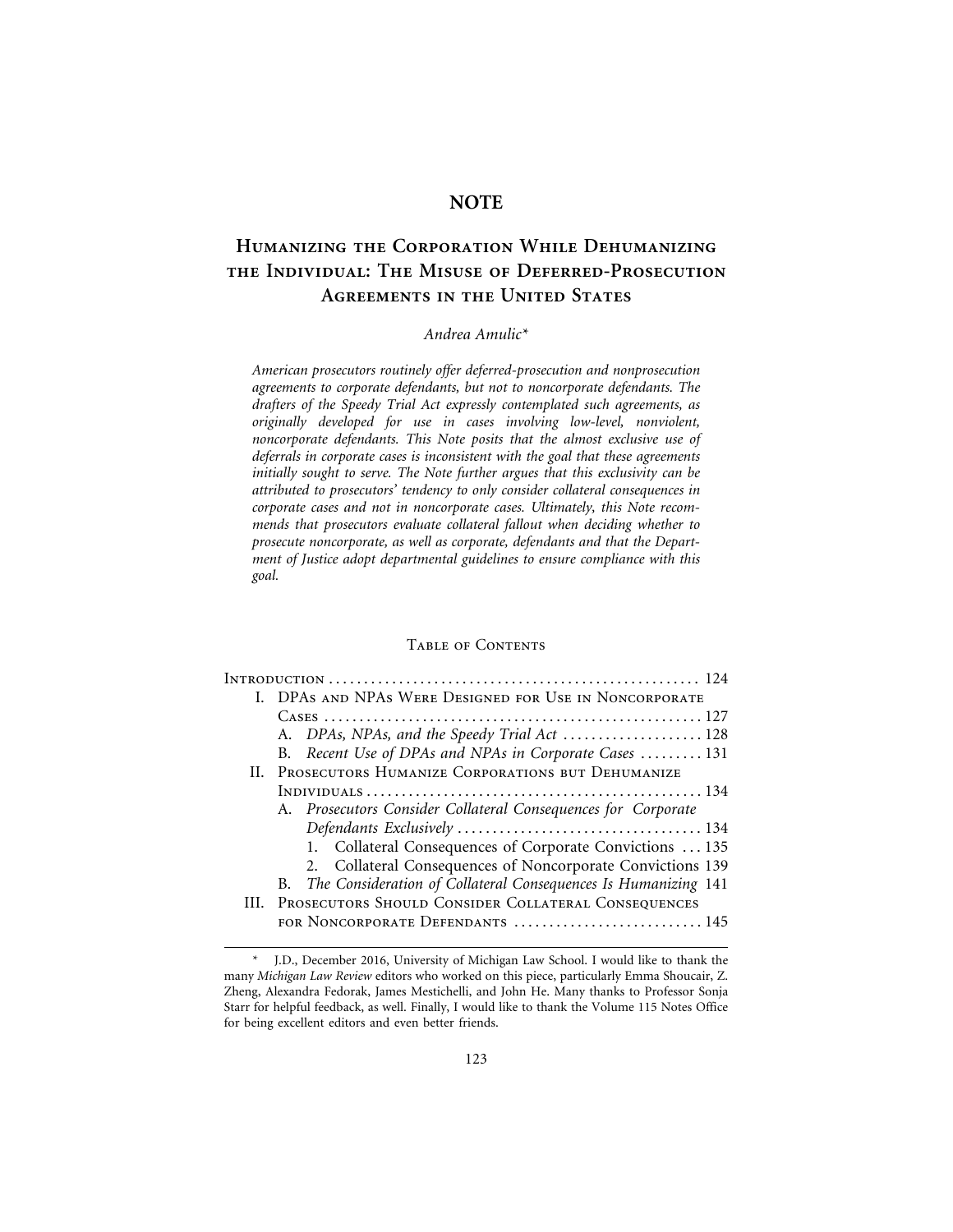## NOTE

# Humanizing the Corporation While Dehumanizing the Individual: The Misuse of Deferred-Prosecution Agreements in the United States

*Andrea Amulic**

*American prosecutors routinely offer deferred-prosecution and nonprosecution agreements to corporate defendants, but not to noncorporate defendants. The drafters of the Speedy Trial Act expressly contemplated such agreements, as originally developed for use in cases involving low-level, nonviolent, noncorporate defendants. This Note posits that the almost exclusive use of deferrals in corporate cases is inconsistent with the goal that these agreements initially sought to serve. The Note further argues that this exclusivity can be attributed to prosecutors' tendency to only consider collateral consequences in corporate cases and not in noncorporate cases. Ultimately, this Note recommends that prosecutors evaluate collateral fallout when deciding whether to prosecute noncorporate, as well as corporate, defendants and that the Department of Justice adopt departmental guidelines to ensure compliance with this goal.*

### Table of Contents

Introduction ..... 124

I. DPAs and NPAs Were Designed for Use in Noncorporate Cases ..... 127
- A. *DPAs, NPAs, and the Speedy Trial Act* ..... 128
- B. *Recent Use of DPAs and NPAs in Corporate Cases* ..... 131

II. Prosecutors Humanize Corporations but Dehumanize Individuals ..... 134
- A. *Prosecutors Consider Collateral Consequences for Corporate Defendants Exclusively* ..... 134
  1. Collateral Consequences of Corporate Convictions ..... 135
  2. Collateral Consequences of Noncorporate Convictions ..... 139
- B. *The Consideration of Collateral Consequences Is Humanizing* ..... 141

III. Prosecutors Should Consider Collateral Consequences for Noncorporate Defendants ..... 145

---

\* J.D., December 2016, University of Michigan Law School. I would like to thank the many *Michigan Law Review* editors who worked on this piece, particularly Emma Shoucair, Z. Zheng, Alexandra Fedorak, James Mestichelli, and John He. Many thanks to Professor Sonja Starr for helpful feedback, as well. Finally, I would like to thank the Volume 115 Notes Office for being excellent editors and even better friends.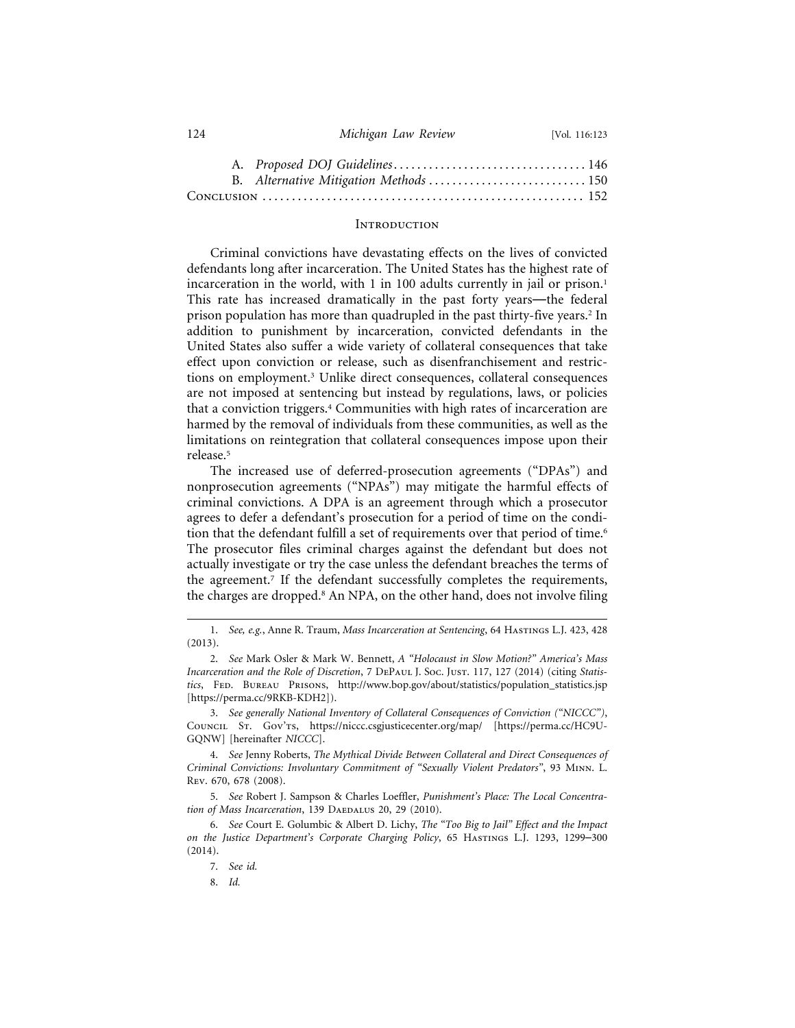A. *Proposed DOJ Guidelines* ................................ 146
B. *Alternative Mitigation Methods* .......................... 150

Conclusion ...................................................... 152

## Introduction

Criminal convictions have devastating effects on the lives of convicted defendants long after incarceration. The United States has the highest rate of incarceration in the world, with 1 in 100 adults currently in jail or prison.[1] This rate has increased dramatically in the past forty years—the federal prison population has more than quadrupled in the past thirty-five years.[2] In addition to punishment by incarceration, convicted defendants in the United States also suffer a wide variety of collateral consequences that take effect upon conviction or release, such as disenfranchisement and restrictions on employment.[3] Unlike direct consequences, collateral consequences are not imposed at sentencing but instead by regulations, laws, or policies that a conviction triggers.[4] Communities with high rates of incarceration are harmed by the removal of individuals from these communities, as well as the limitations on reintegration that collateral consequences impose upon their release.[5]

The increased use of deferred-prosecution agreements ("DPAs") and nonprosecution agreements ("NPAs") may mitigate the harmful effects of criminal convictions. A DPA is an agreement through which a prosecutor agrees to defer a defendant's prosecution for a period of time on the condition that the defendant fulfill a set of requirements over that period of time.[6] The prosecutor files criminal charges against the defendant but does not actually investigate or try the case unless the defendant breaches the terms of the agreement.[7] If the defendant successfully completes the requirements, the charges are dropped.[8] An NPA, on the other hand, does not involve filing

---

1. *See, e.g.*, Anne R. Traum, *Mass Incarceration at Sentencing*, 64 Hastings L.J. 423, 428 (2013).

2. *See* Mark Osler & Mark W. Bennett, *A "Holocaust in Slow Motion?" America's Mass Incarceration and the Role of Discretion*, 7 DePaul J. Soc. Just. 117, 127 (2014) (citing *Statistics*, Fed. Bureau Prisons, http://www.bop.gov/about/statistics/population_statistics.jsp [https://perma.cc/9RKB-KDH2]).

3. *See generally National Inventory of Collateral Consequences of Conviction ("NICCC")*, Council St. Gov'ts, https://niccc.csgjusticecenter.org/map/ [https://perma.cc/HC9U-GQNW] [hereinafter *NICCC*].

4. *See* Jenny Roberts, *The Mythical Divide Between Collateral and Direct Consequences of Criminal Convictions: Involuntary Commitment of "Sexually Violent Predators"*, 93 Minn. L. Rev. 670, 678 (2008).

5. *See* Robert J. Sampson & Charles Loeffler, *Punishment's Place: The Local Concentration of Mass Incarceration*, 139 Daedalus 20, 29 (2010).

6. *See* Court E. Golumbic & Albert D. Lichy, *The "Too Big to Jail" Effect and the Impact on the Justice Department's Corporate Charging Policy*, 65 Hastings L.J. 1293, 1299–300 (2014).

7. *See id.*

8. *Id.*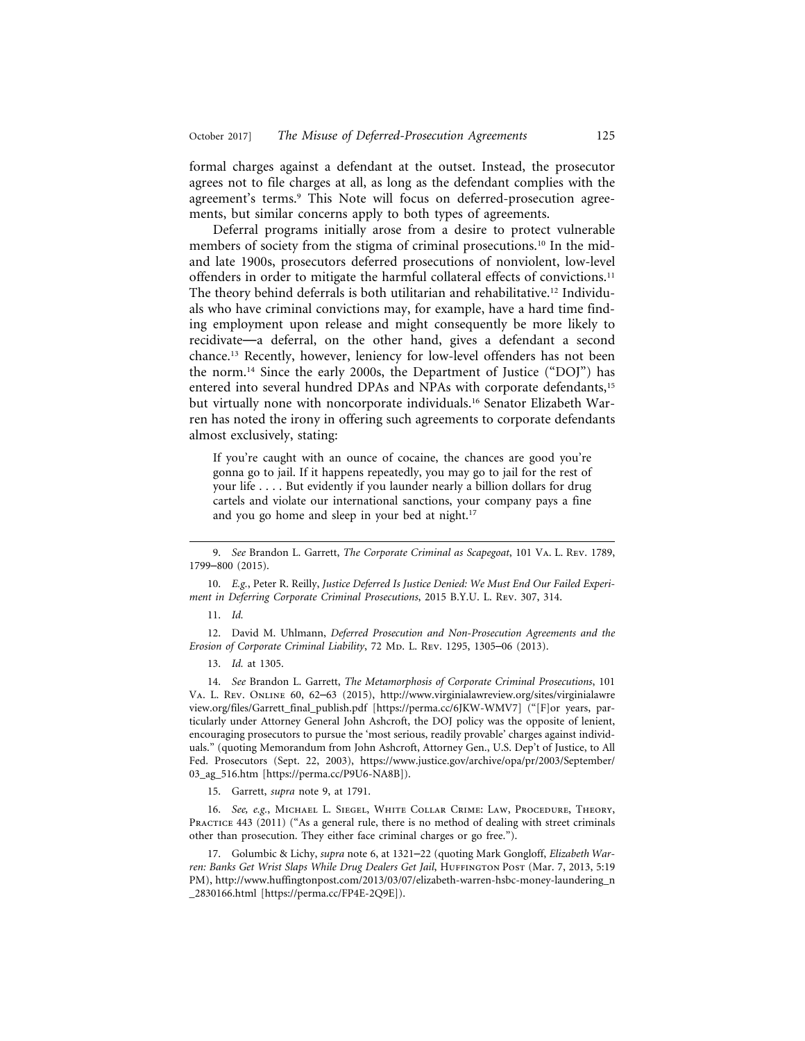formal charges against a defendant at the outset. Instead, the prosecutor agrees not to file charges at all, as long as the defendant complies with the agreement's terms.[9] This Note will focus on deferred-prosecution agreements, but similar concerns apply to both types of agreements.

Deferral programs initially arose from a desire to protect vulnerable members of society from the stigma of criminal prosecutions.[10] In the mid- and late 1900s, prosecutors deferred prosecutions of nonviolent, low-level offenders in order to mitigate the harmful collateral effects of convictions.[11] The theory behind deferrals is both utilitarian and rehabilitative.[12] Individuals who have criminal convictions may, for example, have a hard time finding employment upon release and might consequently be more likely to recidivate—a deferral, on the other hand, gives a defendant a second chance.[13] Recently, however, leniency for low-level offenders has not been the norm.[14] Since the early 2000s, the Department of Justice ("DOJ") has entered into several hundred DPAs and NPAs with corporate defendants,[15] but virtually none with noncorporate individuals.[16] Senator Elizabeth Warren has noted the irony in offering such agreements to corporate defendants almost exclusively, stating:

> If you're caught with an ounce of cocaine, the chances are good you're gonna go to jail. If it happens repeatedly, you may go to jail for the rest of your life . . . . But evidently if you launder nearly a billion dollars for drug cartels and violate our international sanctions, your company pays a fine and you go home and sleep in your bed at night.[17]

---

9. *See* Brandon L. Garrett, *The Corporate Criminal as Scapegoat*, 101 Va. L. Rev. 1789, 1799–800 (2015).

10. *E.g.*, Peter R. Reilly, *Justice Deferred Is Justice Denied: We Must End Our Failed Experiment in Deferring Corporate Criminal Prosecutions*, 2015 B.Y.U. L. Rev. 307, 314.

11. *Id.*

12. David M. Uhlmann, *Deferred Prosecution and Non-Prosecution Agreements and the Erosion of Corporate Criminal Liability*, 72 Md. L. Rev. 1295, 1305–06 (2013).

13. *Id.* at 1305.

14. *See* Brandon L. Garrett, *The Metamorphosis of Corporate Criminal Prosecutions*, 101 Va. L. Rev. Online 60, 62–63 (2015), http://www.virginialawreview.org/sites/virginialawreview.org/files/Garrett_final_publish.pdf [https://perma.cc/6JKW-WMV7] ("[F]or years, particularly under Attorney General John Ashcroft, the DOJ policy was the opposite of lenient, encouraging prosecutors to pursue the 'most serious, readily provable' charges against individuals." (quoting Memorandum from John Ashcroft, Attorney Gen., U.S. Dep't of Justice, to All Fed. Prosecutors (Sept. 22, 2003), https://www.justice.gov/archive/opa/pr/2003/September/03_ag_516.htm [https://perma.cc/P9U6-NA8B]).

15. Garrett, *supra* note 9, at 1791.

16. *See, e.g.*, Michael L. Siegel, White Collar Crime: Law, Procedure, Theory, Practice 443 (2011) ("As a general rule, there is no method of dealing with street criminals other than prosecution. They either face criminal charges or go free.").

17. Golumbic & Lichy, *supra* note 6, at 1321–22 (quoting Mark Gongloff, *Elizabeth Warren: Banks Get Wrist Slaps While Drug Dealers Get Jail*, Huffington Post (Mar. 7, 2013, 5:19 PM), http://www.huffingtonpost.com/2013/03/07/elizabeth-warren-hsbc-money-laundering_n_2830166.html [https://perma.cc/FP4E-2Q9E]).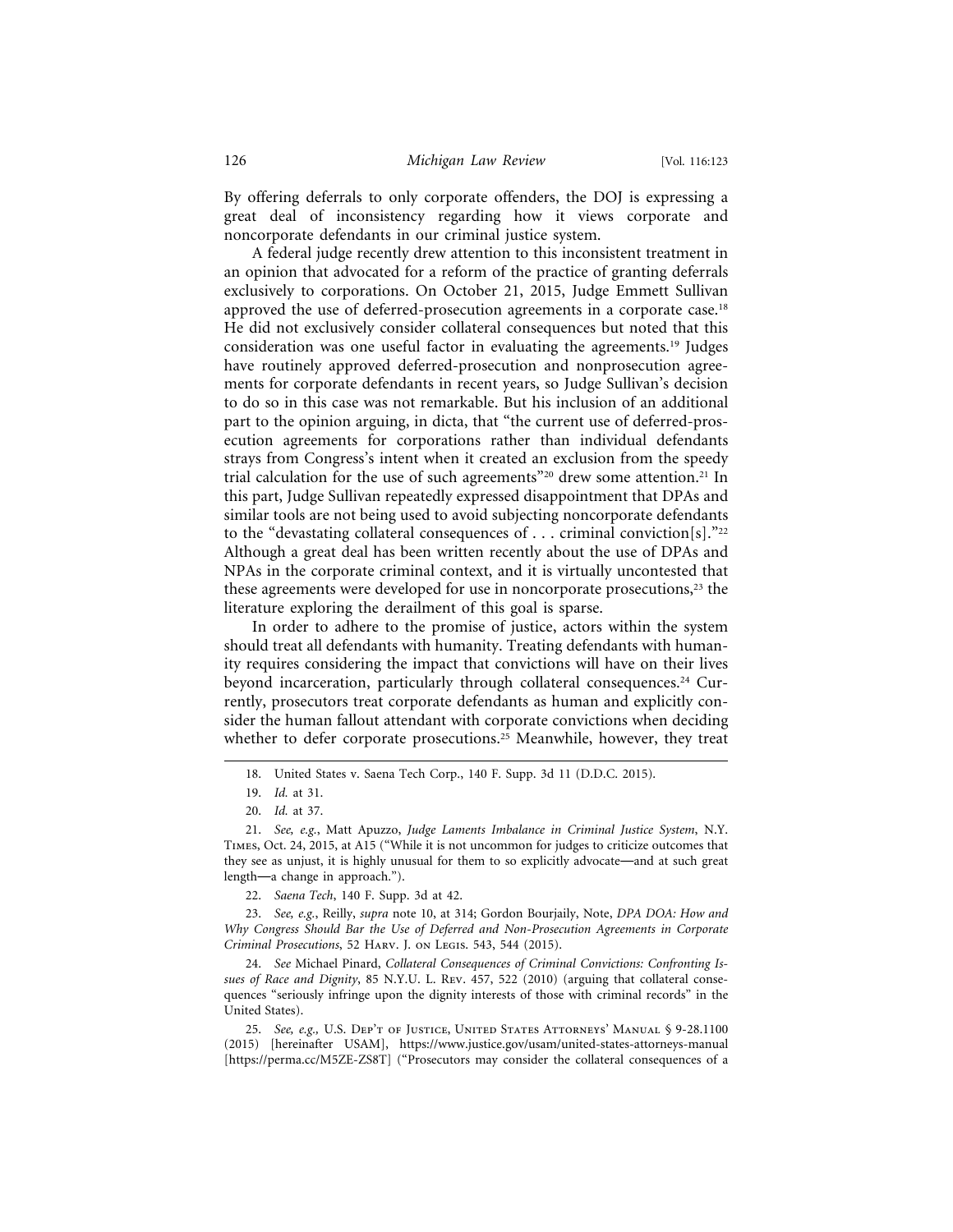By offering deferrals to only corporate offenders, the DOJ is expressing a great deal of inconsistency regarding how it views corporate and noncorporate defendants in our criminal justice system.

A federal judge recently drew attention to this inconsistent treatment in an opinion that advocated for a reform of the practice of granting deferrals exclusively to corporations. On October 21, 2015, Judge Emmett Sullivan approved the use of deferred-prosecution agreements in a corporate case.[18] He did not exclusively consider collateral consequences but noted that this consideration was one useful factor in evaluating the agreements.[19] Judges have routinely approved deferred-prosecution and nonprosecution agreements for corporate defendants in recent years, so Judge Sullivan's decision to do so in this case was not remarkable. But his inclusion of an additional part to the opinion arguing, in dicta, that "the current use of deferred-prosecution agreements for corporations rather than individual defendants strays from Congress's intent when it created an exclusion from the speedy trial calculation for the use of such agreements"[20] drew some attention.[21] In this part, Judge Sullivan repeatedly expressed disappointment that DPAs and similar tools are not being used to avoid subjecting noncorporate defendants to the "devastating collateral consequences of . . . criminal conviction[s]."[22] Although a great deal has been written recently about the use of DPAs and NPAs in the corporate criminal context, and it is virtually uncontested that these agreements were developed for use in noncorporate prosecutions,[23] the literature exploring the derailment of this goal is sparse.

In order to adhere to the promise of justice, actors within the system should treat all defendants with humanity. Treating defendants with humanity requires considering the impact that convictions will have on their lives beyond incarceration, particularly through collateral consequences.[24] Currently, prosecutors treat corporate defendants as human and explicitly consider the human fallout attendant with corporate convictions when deciding whether to defer corporate prosecutions.[25] Meanwhile, however, they treat

---

18. United States v. Saena Tech Corp., 140 F. Supp. 3d 11 (D.D.C. 2015).

19. *Id.* at 31.

20. *Id.* at 37.

21. *See, e.g.*, Matt Apuzzo, *Judge Laments Imbalance in Criminal Justice System*, N.Y. Times, Oct. 24, 2015, at A15 ("While it is not uncommon for judges to criticize outcomes that they see as unjust, it is highly unusual for them to so explicitly advocate—and at such great length—a change in approach.").

22. *Saena Tech*, 140 F. Supp. 3d at 42.

23. *See, e.g.*, Reilly, *supra* note 10, at 314; Gordon Bourjaily, Note, *DPA DOA: How and Why Congress Should Bar the Use of Deferred and Non-Prosecution Agreements in Corporate Criminal Prosecutions*, 52 Harv. J. on Legis. 543, 544 (2015).

24. *See* Michael Pinard, *Collateral Consequences of Criminal Convictions: Confronting Issues of Race and Dignity*, 85 N.Y.U. L. Rev. 457, 522 (2010) (arguing that collateral consequences "seriously infringe upon the dignity interests of those with criminal records" in the United States).

25. *See, e.g.*, U.S. Dep't of Justice, United States Attorneys' Manual § 9-28.1100 (2015) [hereinafter USAM], https://www.justice.gov/usam/united-states-attorneys-manual [https://perma.cc/M5ZE-ZS8T] ("Prosecutors may consider the collateral consequences of a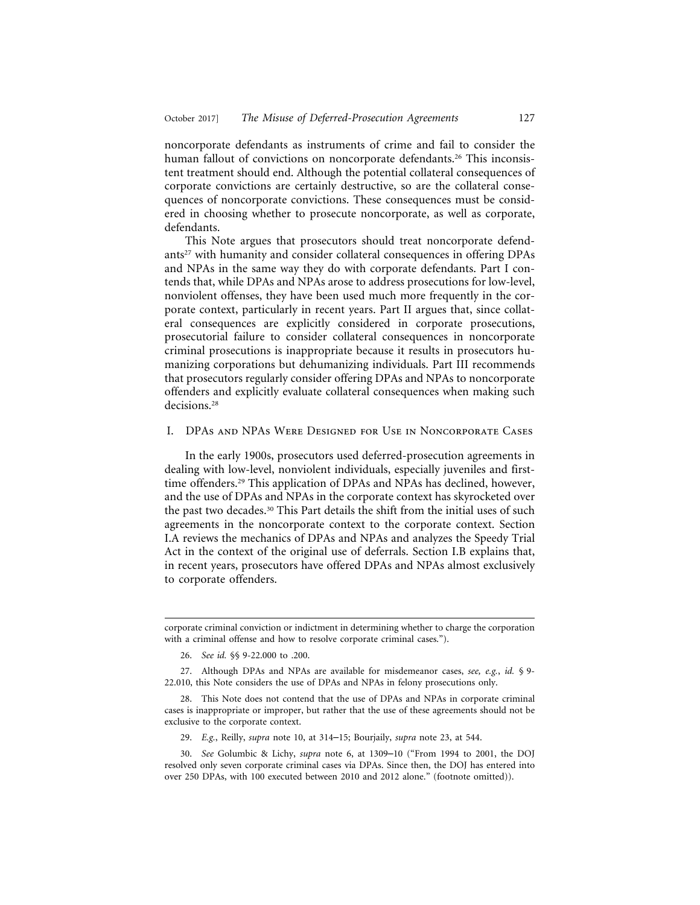noncorporate defendants as instruments of crime and fail to consider the human fallout of convictions on noncorporate defendants.[26] This inconsistent treatment should end. Although the potential collateral consequences of corporate convictions are certainly destructive, so are the collateral consequences of noncorporate convictions. These consequences must be considered in choosing whether to prosecute noncorporate, as well as corporate, defendants.

This Note argues that prosecutors should treat noncorporate defendants[27] with humanity and consider collateral consequences in offering DPAs and NPAs in the same way they do with corporate defendants. Part I contends that, while DPAs and NPAs arose to address prosecutions for low-level, nonviolent offenses, they have been used much more frequently in the corporate context, particularly in recent years. Part II argues that, since collateral consequences are explicitly considered in corporate prosecutions, prosecutorial failure to consider collateral consequences in noncorporate criminal prosecutions is inappropriate because it results in prosecutors humanizing corporations but dehumanizing individuals. Part III recommends that prosecutors regularly consider offering DPAs and NPAs to noncorporate offenders and explicitly evaluate collateral consequences when making such decisions.[28]

## I. DPAs and NPAs Were Designed for Use in Noncorporate Cases

In the early 1900s, prosecutors used deferred-prosecution agreements in dealing with low-level, nonviolent individuals, especially juveniles and first-time offenders.[29] This application of DPAs and NPAs has declined, however, and the use of DPAs and NPAs in the corporate context has skyrocketed over the past two decades.[30] This Part details the shift from the initial uses of such agreements in the noncorporate context to the corporate context. Section I.A reviews the mechanics of DPAs and NPAs and analyzes the Speedy Trial Act in the context of the original use of deferrals. Section I.B explains that, in recent years, prosecutors have offered DPAs and NPAs almost exclusively to corporate offenders.

---

corporate criminal conviction or indictment in determining whether to charge the corporation with a criminal offense and how to resolve corporate criminal cases.").

26. *See id.* §§ 9-22.000 to .200.

27. Although DPAs and NPAs are available for misdemeanor cases, *see, e.g.*, *id.* § 9-22.010, this Note considers the use of DPAs and NPAs in felony prosecutions only.

28. This Note does not contend that the use of DPAs and NPAs in corporate criminal cases is inappropriate or improper, but rather that the use of these agreements should not be exclusive to the corporate context.

29. *E.g.*, Reilly, *supra* note 10, at 314–15; Bourjaily, *supra* note 23, at 544.

30. *See* Golumbic & Lichy, *supra* note 6, at 1309–10 ("From 1994 to 2001, the DOJ resolved only seven corporate criminal cases via DPAs. Since then, the DOJ has entered into over 250 DPAs, with 100 executed between 2010 and 2012 alone." (footnote omitted)).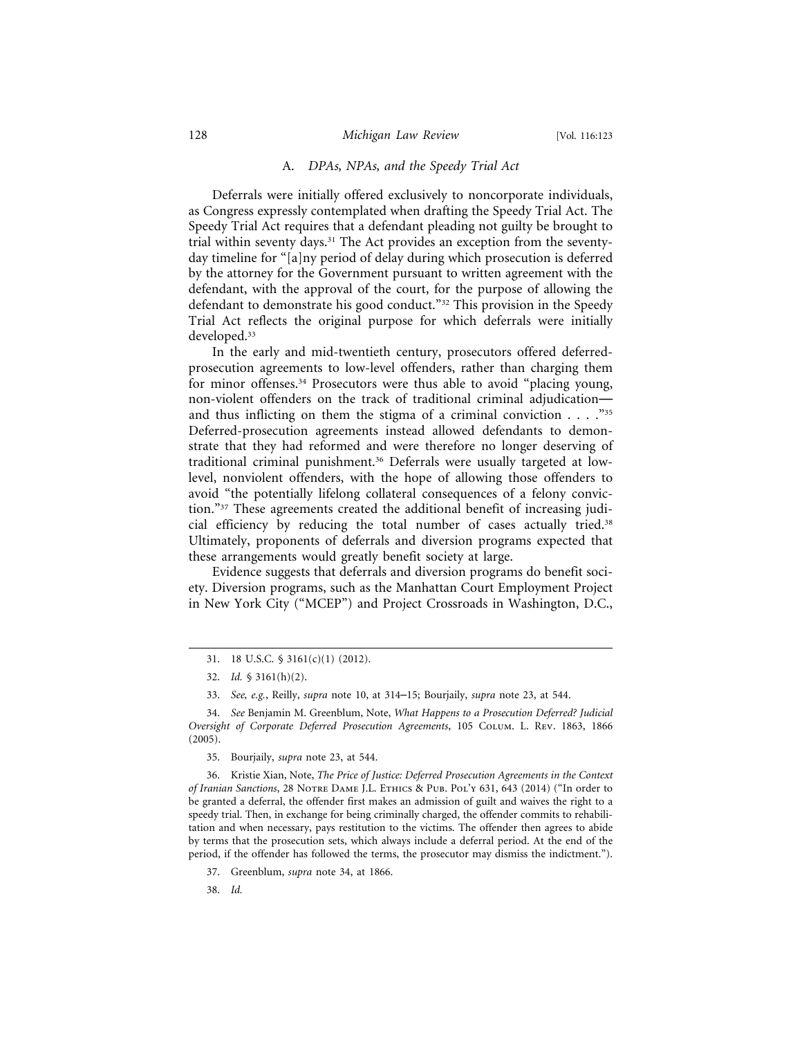### A. *DPAs, NPAs, and the Speedy Trial Act*

Deferrals were initially offered exclusively to noncorporate individuals, as Congress expressly contemplated when drafting the Speedy Trial Act. The Speedy Trial Act requires that a defendant pleading not guilty be brought to trial within seventy days.[31] The Act provides an exception from the seventy-day timeline for "[a]ny period of delay during which prosecution is deferred by the attorney for the Government pursuant to written agreement with the defendant, with the approval of the court, for the purpose of allowing the defendant to demonstrate his good conduct."[32] This provision in the Speedy Trial Act reflects the original purpose for which deferrals were initially developed.[33]

In the early and mid-twentieth century, prosecutors offered deferred-prosecution agreements to low-level offenders, rather than charging them for minor offenses.[34] Prosecutors were thus able to avoid "placing young, non-violent offenders on the track of traditional criminal adjudication—and thus inflicting on them the stigma of a criminal conviction . . . ."[35] Deferred-prosecution agreements instead allowed defendants to demonstrate that they had reformed and were therefore no longer deserving of traditional criminal punishment.[36] Deferrals were usually targeted at low-level, nonviolent offenders, with the hope of allowing those offenders to avoid "the potentially lifelong collateral consequences of a felony conviction."[37] These agreements created the additional benefit of increasing judicial efficiency by reducing the total number of cases actually tried.[38] Ultimately, proponents of deferrals and diversion programs expected that these arrangements would greatly benefit society at large.

Evidence suggests that deferrals and diversion programs do benefit society. Diversion programs, such as the Manhattan Court Employment Project in New York City ("MCEP") and Project Crossroads in Washington, D.C.,

---

31. 18 U.S.C. § 3161(c)(1) (2012).

32. *Id.* § 3161(h)(2).

33. *See, e.g.*, Reilly, *supra* note 10, at 314–15; Bourjaily, *supra* note 23, at 544.

34. *See* Benjamin M. Greenblum, Note, *What Happens to a Prosecution Deferred? Judicial Oversight of Corporate Deferred Prosecution Agreements*, 105 Colum. L. Rev. 1863, 1866 (2005).

35. Bourjaily, *supra* note 23, at 544.

36. Kristie Xian, Note, *The Price of Justice: Deferred Prosecution Agreements in the Context of Iranian Sanctions*, 28 Notre Dame J.L. Ethics & Pub. Pol'y 631, 643 (2014) ("In order to be granted a deferral, the offender first makes an admission of guilt and waives the right to a speedy trial. Then, in exchange for being criminally charged, the offender commits to rehabilitation and when necessary, pays restitution to the victims. The offender then agrees to abide by terms that the prosecution sets, which always include a deferral period. At the end of the period, if the offender has followed the terms, the prosecutor may dismiss the indictment.").

37. Greenblum, *supra* note 34, at 1866.

38. *Id.*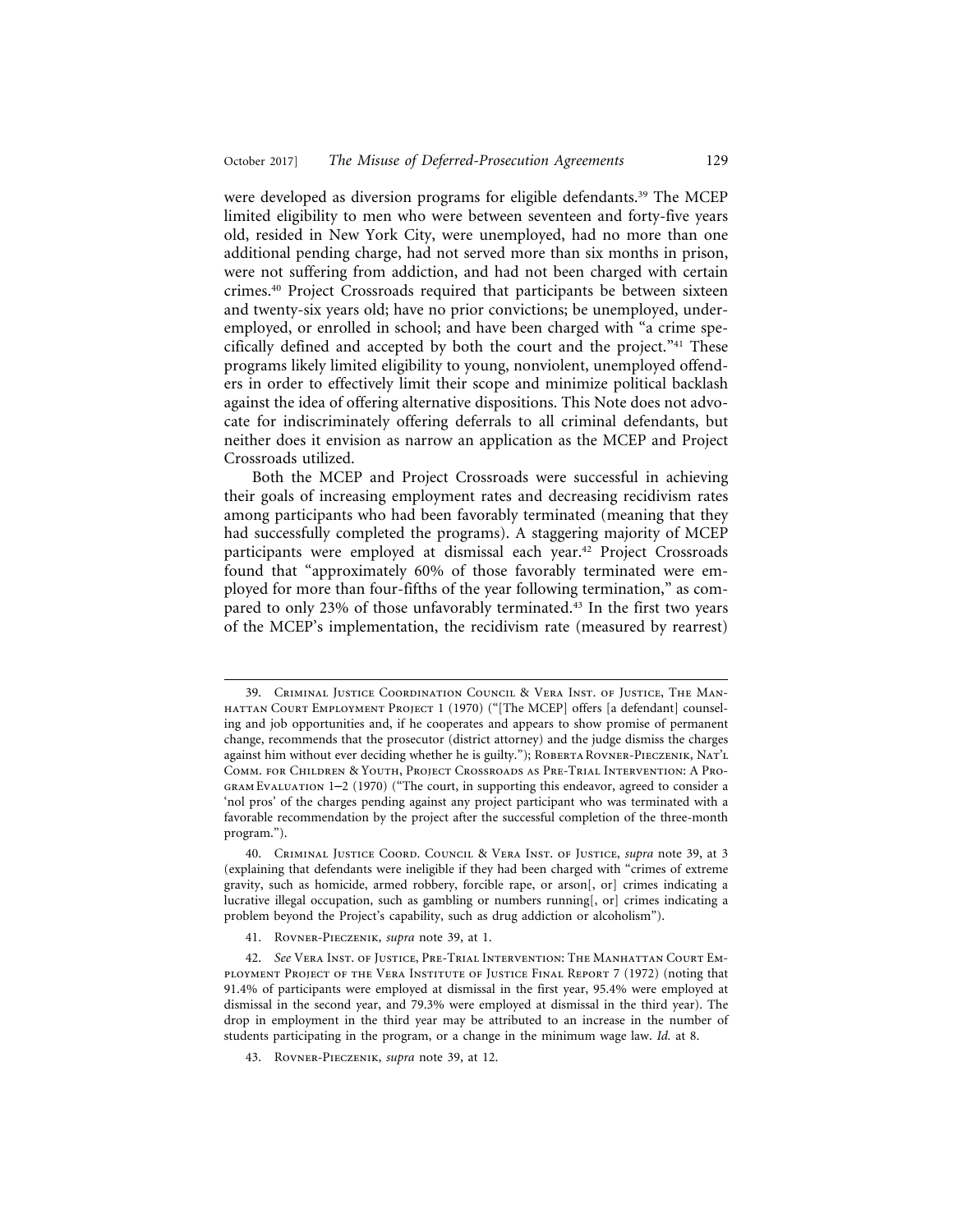were developed as diversion programs for eligible defendants.[39] The MCEP limited eligibility to men who were between seventeen and forty-five years old, resided in New York City, were unemployed, had no more than one additional pending charge, had not served more than six months in prison, were not suffering from addiction, and had not been charged with certain crimes.[40] Project Crossroads required that participants be between sixteen and twenty-six years old; have no prior convictions; be unemployed, underemployed, or enrolled in school; and have been charged with "a crime specifically defined and accepted by both the court and the project."[41] These programs likely limited eligibility to young, nonviolent, unemployed offenders in order to effectively limit their scope and minimize political backlash against the idea of offering alternative dispositions. This Note does not advocate for indiscriminately offering deferrals to all criminal defendants, but neither does it envision as narrow an application as the MCEP and Project Crossroads utilized.

Both the MCEP and Project Crossroads were successful in achieving their goals of increasing employment rates and decreasing recidivism rates among participants who had been favorably terminated (meaning that they had successfully completed the programs). A staggering majority of MCEP participants were employed at dismissal each year.[42] Project Crossroads found that "approximately 60% of those favorably terminated were employed for more than four-fifths of the year following termination," as compared to only 23% of those unfavorably terminated.[43] In the first two years of the MCEP's implementation, the recidivism rate (measured by rearrest)

---

39. Criminal Justice Coordination Council & Vera Inst. of Justice, The Manhattan Court Employment Project 1 (1970) ("[The MCEP] offers [a defendant] counseling and job opportunities and, if he cooperates and appears to show promise of permanent change, recommends that the prosecutor (district attorney) and the judge dismiss the charges against him without ever deciding whether he is guilty."); Roberta Rovner-Pieczenik, Nat'l Comm. for Children & Youth, Project Crossroads as Pre-Trial Intervention: A Program Evaluation 1–2 (1970) ("The court, in supporting this endeavor, agreed to consider a 'nol pros' of the charges pending against any project participant who was terminated with a favorable recommendation by the project after the successful completion of the three-month program.").

40. Criminal Justice Coord. Council & Vera Inst. of Justice, *supra* note 39, at 3 (explaining that defendants were ineligible if they had been charged with "crimes of extreme gravity, such as homicide, armed robbery, forcible rape, or arson[, or] crimes indicating a lucrative illegal occupation, such as gambling or numbers running[, or] crimes indicating a problem beyond the Project's capability, such as drug addiction or alcoholism").

41. Rovner-Pieczenik, *supra* note 39, at 1.

42. *See* Vera Inst. of Justice, Pre-Trial Intervention: The Manhattan Court Employment Project of the Vera Institute of Justice Final Report 7 (1972) (noting that 91.4% of participants were employed at dismissal in the first year, 95.4% were employed at dismissal in the second year, and 79.3% were employed at dismissal in the third year). The drop in employment in the third year may be attributed to an increase in the number of students participating in the program, or a change in the minimum wage law. *Id.* at 8.

43. Rovner-Pieczenik, *supra* note 39, at 12.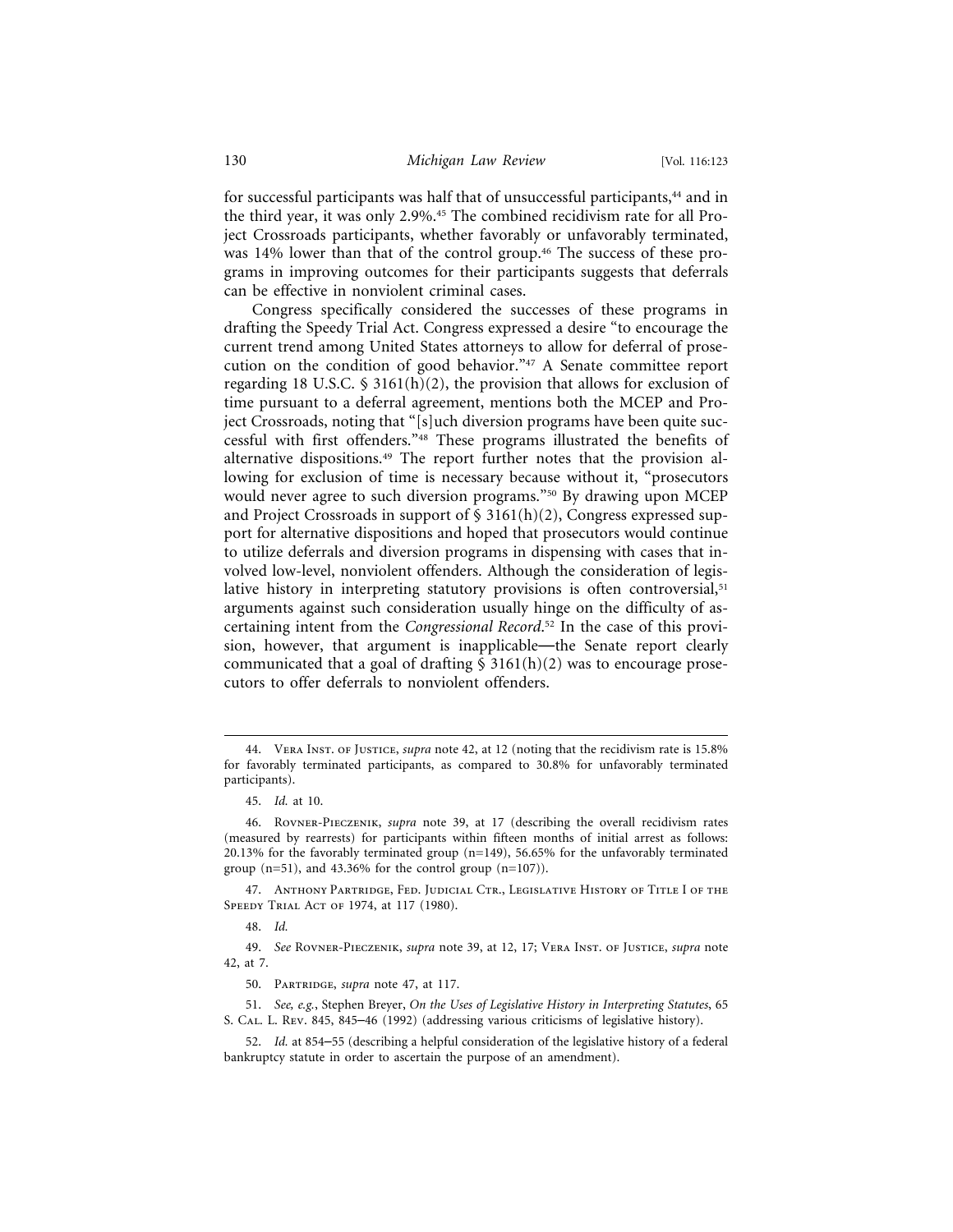for successful participants was half that of unsuccessful participants,[44] and in the third year, it was only 2.9%.[45] The combined recidivism rate for all Project Crossroads participants, whether favorably or unfavorably terminated, was 14% lower than that of the control group.[46] The success of these programs in improving outcomes for their participants suggests that deferrals can be effective in nonviolent criminal cases.

Congress specifically considered the successes of these programs in drafting the Speedy Trial Act. Congress expressed a desire "to encourage the current trend among United States attorneys to allow for deferral of prosecution on the condition of good behavior."[47] A Senate committee report regarding 18 U.S.C. § 3161(h)(2), the provision that allows for exclusion of time pursuant to a deferral agreement, mentions both the MCEP and Project Crossroads, noting that "[s]uch diversion programs have been quite successful with first offenders."[48] These programs illustrated the benefits of alternative dispositions.[49] The report further notes that the provision allowing for exclusion of time is necessary because without it, "prosecutors would never agree to such diversion programs."[50] By drawing upon MCEP and Project Crossroads in support of § 3161(h)(2), Congress expressed support for alternative dispositions and hoped that prosecutors would continue to utilize deferrals and diversion programs in dispensing with cases that involved low-level, nonviolent offenders. Although the consideration of legislative history in interpreting statutory provisions is often controversial,[51] arguments against such consideration usually hinge on the difficulty of ascertaining intent from the *Congressional Record*.[52] In the case of this provision, however, that argument is inapplicable—the Senate report clearly communicated that a goal of drafting § 3161(h)(2) was to encourage prosecutors to offer deferrals to nonviolent offenders.

---

44. Vera Inst. of Justice, *supra* note 42, at 12 (noting that the recidivism rate is 15.8% for favorably terminated participants, as compared to 30.8% for unfavorably terminated participants).

45. *Id.* at 10.

46. Rovner-Pieczenik, *supra* note 39, at 17 (describing the overall recidivism rates (measured by rearrests) for participants within fifteen months of initial arrest as follows: 20.13% for the favorably terminated group (n=149), 56.65% for the unfavorably terminated group (n=51), and 43.36% for the control group (n=107)).

47. Anthony Partridge, Fed. Judicial Ctr., Legislative History of Title I of the Speedy Trial Act of 1974, at 117 (1980).

48. *Id.*

49. *See* Rovner-Pieczenik, *supra* note 39, at 12, 17; Vera Inst. of Justice, *supra* note 42, at 7.

50. Partridge, *supra* note 47, at 117.

51. *See, e.g.*, Stephen Breyer, *On the Uses of Legislative History in Interpreting Statutes*, 65 S. Cal. L. Rev. 845, 845–46 (1992) (addressing various criticisms of legislative history).

52. *Id.* at 854–55 (describing a helpful consideration of the legislative history of a federal bankruptcy statute in order to ascertain the purpose of an amendment).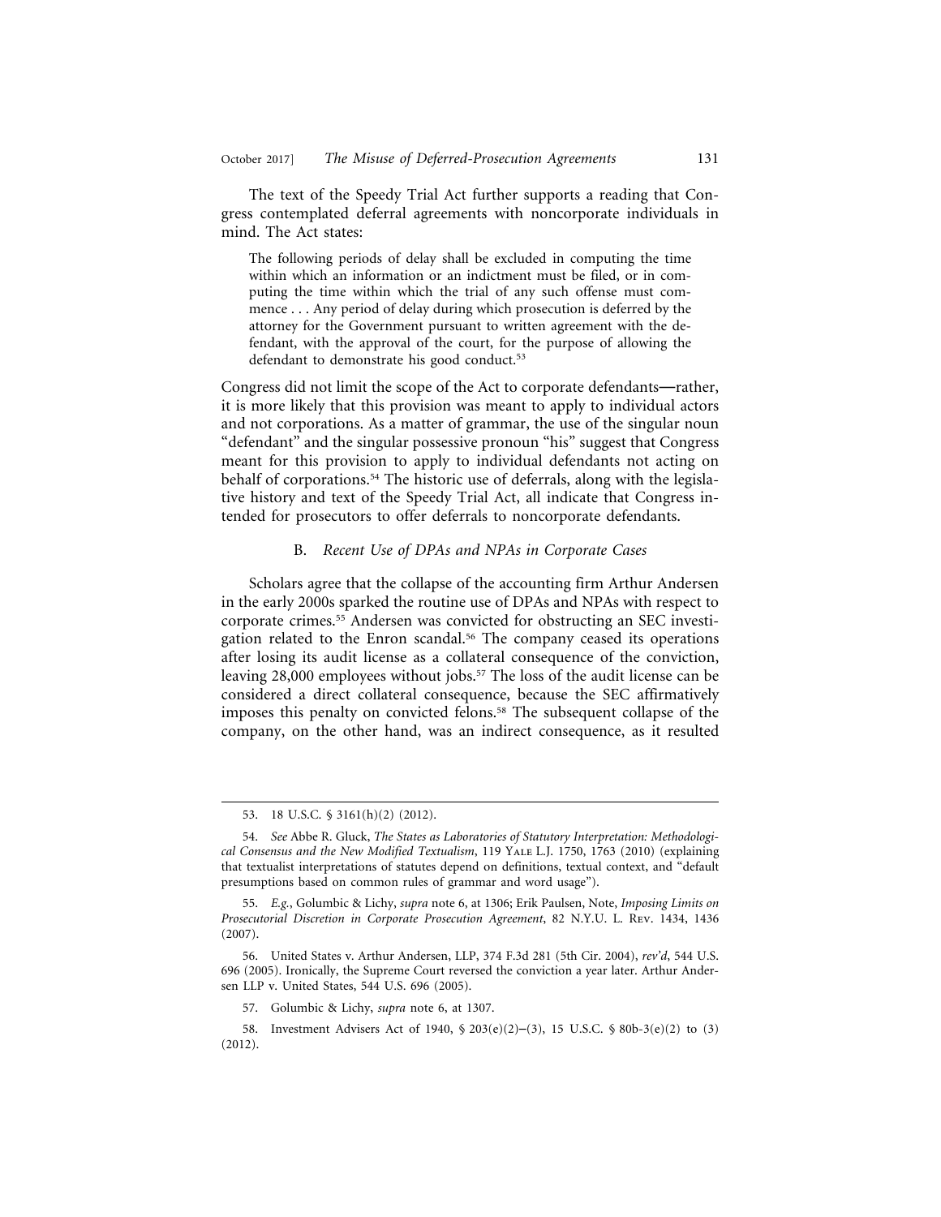The text of the Speedy Trial Act further supports a reading that Congress contemplated deferral agreements with noncorporate individuals in mind. The Act states:

> The following periods of delay shall be excluded in computing the time within which an information or an indictment must be filed, or in computing the time within which the trial of any such offense must commence . . . Any period of delay during which prosecution is deferred by the attorney for the Government pursuant to written agreement with the defendant, with the approval of the court, for the purpose of allowing the defendant to demonstrate his good conduct.[53]

Congress did not limit the scope of the Act to corporate defendants—rather, it is more likely that this provision was meant to apply to individual actors and not corporations. As a matter of grammar, the use of the singular noun "defendant" and the singular possessive pronoun "his" suggest that Congress meant for this provision to apply to individual defendants not acting on behalf of corporations.[54] The historic use of deferrals, along with the legislative history and text of the Speedy Trial Act, all indicate that Congress intended for prosecutors to offer deferrals to noncorporate defendants.

### B. *Recent Use of DPAs and NPAs in Corporate Cases*

Scholars agree that the collapse of the accounting firm Arthur Andersen in the early 2000s sparked the routine use of DPAs and NPAs with respect to corporate crimes.[55] Andersen was convicted for obstructing an SEC investigation related to the Enron scandal.[56] The company ceased its operations after losing its audit license as a collateral consequence of the conviction, leaving 28,000 employees without jobs.[57] The loss of the audit license can be considered a direct collateral consequence, because the SEC affirmatively imposes this penalty on convicted felons.[58] The subsequent collapse of the company, on the other hand, was an indirect consequence, as it resulted

---

53. 18 U.S.C. § 3161(h)(2) (2012).

54. *See* Abbe R. Gluck, *The States as Laboratories of Statutory Interpretation: Methodological Consensus and the New Modified Textualism*, 119 Yale L.J. 1750, 1763 (2010) (explaining that textualist interpretations of statutes depend on definitions, textual context, and "default presumptions based on common rules of grammar and word usage").

55. *E.g.*, Golumbic & Lichy, *supra* note 6, at 1306; Erik Paulsen, Note, *Imposing Limits on Prosecutorial Discretion in Corporate Prosecution Agreement*, 82 N.Y.U. L. Rev. 1434, 1436 (2007).

56. United States v. Arthur Andersen, LLP, 374 F.3d 281 (5th Cir. 2004), *rev'd*, 544 U.S. 696 (2005). Ironically, the Supreme Court reversed the conviction a year later. Arthur Andersen LLP v. United States, 544 U.S. 696 (2005).

57. Golumbic & Lichy, *supra* note 6, at 1307.

58. Investment Advisers Act of 1940, § 203(e)(2)–(3), 15 U.S.C. § 80b-3(e)(2) to (3) (2012).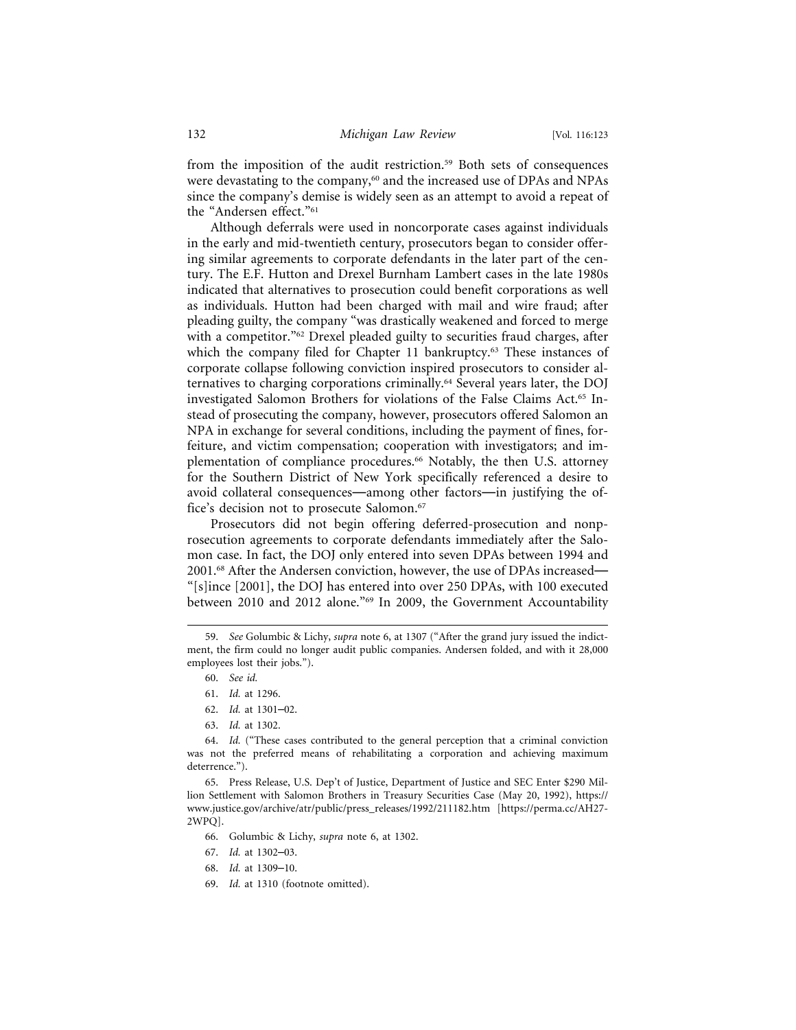from the imposition of the audit restriction.[59] Both sets of consequences were devastating to the company,[60] and the increased use of DPAs and NPAs since the company's demise is widely seen as an attempt to avoid a repeat of the "Andersen effect."[61]

Although deferrals were used in noncorporate cases against individuals in the early and mid-twentieth century, prosecutors began to consider offering similar agreements to corporate defendants in the later part of the century. The E.F. Hutton and Drexel Burnham Lambert cases in the late 1980s indicated that alternatives to prosecution could benefit corporations as well as individuals. Hutton had been charged with mail and wire fraud; after pleading guilty, the company "was drastically weakened and forced to merge with a competitor."[62] Drexel pleaded guilty to securities fraud charges, after which the company filed for Chapter 11 bankruptcy.[63] These instances of corporate collapse following conviction inspired prosecutors to consider alternatives to charging corporations criminally.[64] Several years later, the DOJ investigated Salomon Brothers for violations of the False Claims Act.[65] Instead of prosecuting the company, however, prosecutors offered Salomon an NPA in exchange for several conditions, including the payment of fines, forfeiture, and victim compensation; cooperation with investigators; and implementation of compliance procedures.[66] Notably, the then U.S. attorney for the Southern District of New York specifically referenced a desire to avoid collateral consequences—among other factors—in justifying the office's decision not to prosecute Salomon.[67]

Prosecutors did not begin offering deferred-prosecution and nonprosecution agreements to corporate defendants immediately after the Salomon case. In fact, the DOJ only entered into seven DPAs between 1994 and 2001.[68] After the Andersen conviction, however, the use of DPAs increased—"[s]ince [2001], the DOJ has entered into over 250 DPAs, with 100 executed between 2010 and 2012 alone."[69] In 2009, the Government Accountability

---

59. *See* Golumbic & Lichy, *supra* note 6, at 1307 ("After the grand jury issued the indictment, the firm could no longer audit public companies. Andersen folded, and with it 28,000 employees lost their jobs.").

60. *See id.*

61. *Id.* at 1296.

62. *Id.* at 1301–02.

63. *Id.* at 1302.

64. *Id.* ("These cases contributed to the general perception that a criminal conviction was not the preferred means of rehabilitating a corporation and achieving maximum deterrence.").

65. Press Release, U.S. Dep't of Justice, Department of Justice and SEC Enter $290 Million Settlement with Salomon Brothers in Treasury Securities Case (May 20, 1992), https://www.justice.gov/archive/atr/public/press_releases/1992/211182.htm [https://perma.cc/AH27-2WPQ].

66. Golumbic & Lichy, *supra* note 6, at 1302.

67. *Id.* at 1302–03.

68. *Id.* at 1309–10.

69. *Id.* at 1310 (footnote omitted).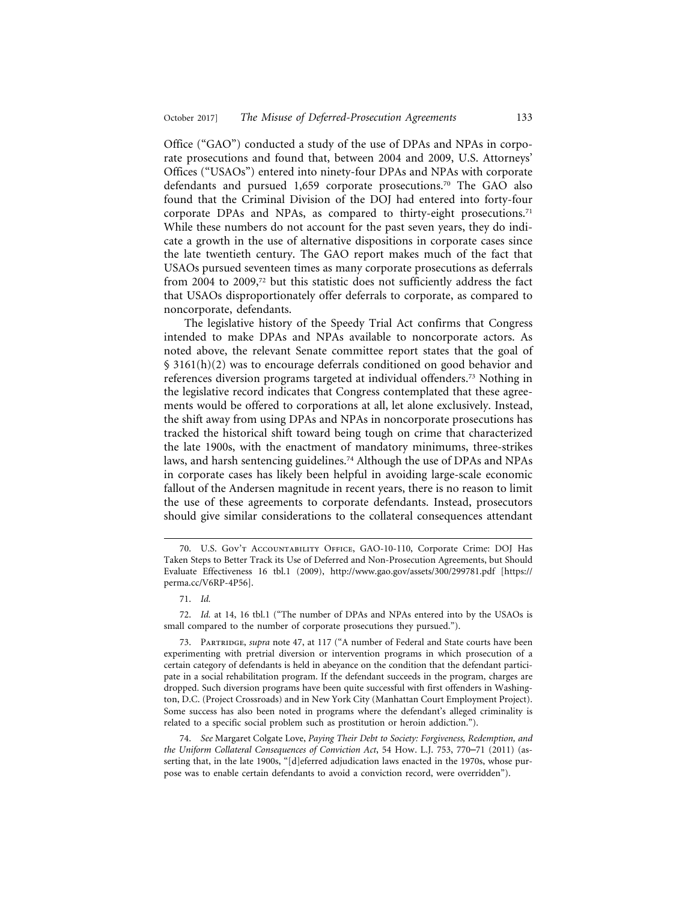Office ("GAO") conducted a study of the use of DPAs and NPAs in corporate prosecutions and found that, between 2004 and 2009, U.S. Attorneys' Offices ("USAOs") entered into ninety-four DPAs and NPAs with corporate defendants and pursued 1,659 corporate prosecutions.[70] The GAO also found that the Criminal Division of the DOJ had entered into forty-four corporate DPAs and NPAs, as compared to thirty-eight prosecutions.[71] While these numbers do not account for the past seven years, they do indicate a growth in the use of alternative dispositions in corporate cases since the late twentieth century. The GAO report makes much of the fact that USAOs pursued seventeen times as many corporate prosecutions as deferrals from 2004 to 2009,[72] but this statistic does not sufficiently address the fact that USAOs disproportionately offer deferrals to corporate, as compared to noncorporate, defendants.

The legislative history of the Speedy Trial Act confirms that Congress intended to make DPAs and NPAs available to noncorporate actors. As noted above, the relevant Senate committee report states that the goal of § 3161(h)(2) was to encourage deferrals conditioned on good behavior and references diversion programs targeted at individual offenders.[73] Nothing in the legislative record indicates that Congress contemplated that these agreements would be offered to corporations at all, let alone exclusively. Instead, the shift away from using DPAs and NPAs in noncorporate prosecutions has tracked the historical shift toward being tough on crime that characterized the late 1900s, with the enactment of mandatory minimums, three-strikes laws, and harsh sentencing guidelines.[74] Although the use of DPAs and NPAs in corporate cases has likely been helpful in avoiding large-scale economic fallout of the Andersen magnitude in recent years, there is no reason to limit the use of these agreements to corporate defendants. Instead, prosecutors should give similar considerations to the collateral consequences attendant

---

70. U.S. Gov't Accountability Office, GAO-10-110, Corporate Crime: DOJ Has Taken Steps to Better Track its Use of Deferred and Non-Prosecution Agreements, but Should Evaluate Effectiveness 16 tbl.1 (2009), http://www.gao.gov/assets/300/299781.pdf [https://perma.cc/V6RP-4P56].

71. *Id.*

72. *Id.* at 14, 16 tbl.1 ("The number of DPAs and NPAs entered into by the USAOs is small compared to the number of corporate prosecutions they pursued.").

73. Partridge, *supra* note 47, at 117 ("A number of Federal and State courts have been experimenting with pretrial diversion or intervention programs in which prosecution of a certain category of defendants is held in abeyance on the condition that the defendant participate in a social rehabilitation program. If the defendant succeeds in the program, charges are dropped. Such diversion programs have been quite successful with first offenders in Washington, D.C. (Project Crossroads) and in New York City (Manhattan Court Employment Project). Some success has also been noted in programs where the defendant's alleged criminality is related to a specific social problem such as prostitution or heroin addiction.").

74. *See* Margaret Colgate Love, *Paying Their Debt to Society: Forgiveness, Redemption, and the Uniform Collateral Consequences of Conviction Act*, 54 How. L.J. 753, 770–71 (2011) (asserting that, in the late 1900s, "[d]eferred adjudication laws enacted in the 1970s, whose purpose was to enable certain defendants to avoid a conviction record, were overridden").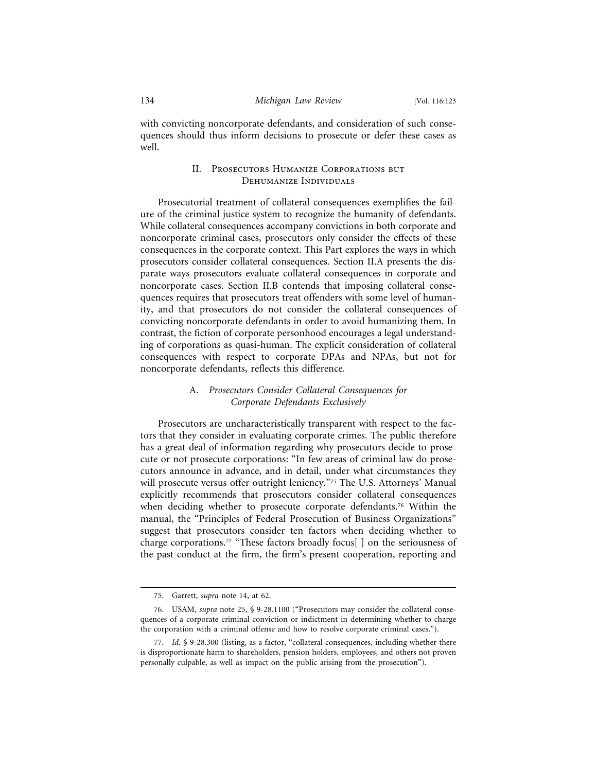with convicting noncorporate defendants, and consideration of such consequences should thus inform decisions to prosecute or defer these cases as well.

## II. Prosecutors Humanize Corporations but Dehumanize Individuals

Prosecutorial treatment of collateral consequences exemplifies the failure of the criminal justice system to recognize the humanity of defendants. While collateral consequences accompany convictions in both corporate and noncorporate criminal cases, prosecutors only consider the effects of these consequences in the corporate context. This Part explores the ways in which prosecutors consider collateral consequences. Section II.A presents the disparate ways prosecutors evaluate collateral consequences in corporate and noncorporate cases. Section II.B contends that imposing collateral consequences requires that prosecutors treat offenders with some level of humanity, and that prosecutors do not consider the collateral consequences of convicting noncorporate defendants in order to avoid humanizing them. In contrast, the fiction of corporate personhood encourages a legal understanding of corporations as quasi-human. The explicit consideration of collateral consequences with respect to corporate DPAs and NPAs, but not for noncorporate defendants, reflects this difference.

### A. *Prosecutors Consider Collateral Consequences for Corporate Defendants Exclusively*

Prosecutors are uncharacteristically transparent with respect to the factors that they consider in evaluating corporate crimes. The public therefore has a great deal of information regarding why prosecutors decide to prosecute or not prosecute corporations: "In few areas of criminal law do prosecutors announce in advance, and in detail, under what circumstances they will prosecute versus offer outright leniency."[75] The U.S. Attorneys' Manual explicitly recommends that prosecutors consider collateral consequences when deciding whether to prosecute corporate defendants.[76] Within the manual, the "Principles of Federal Prosecution of Business Organizations" suggest that prosecutors consider ten factors when deciding whether to charge corporations.[77] "These factors broadly focus[ ] on the seriousness of the past conduct at the firm, the firm's present cooperation, reporting and

---

75. Garrett, *supra* note 14, at 62.

76. USAM, *supra* note 25, § 9-28.1100 ("Prosecutors may consider the collateral consequences of a corporate criminal conviction or indictment in determining whether to charge the corporation with a criminal offense and how to resolve corporate criminal cases.").

77. *Id.* § 9-28.300 (listing, as a factor, "collateral consequences, including whether there is disproportionate harm to shareholders, pension holders, employees, and others not proven personally culpable, as well as impact on the public arising from the prosecution").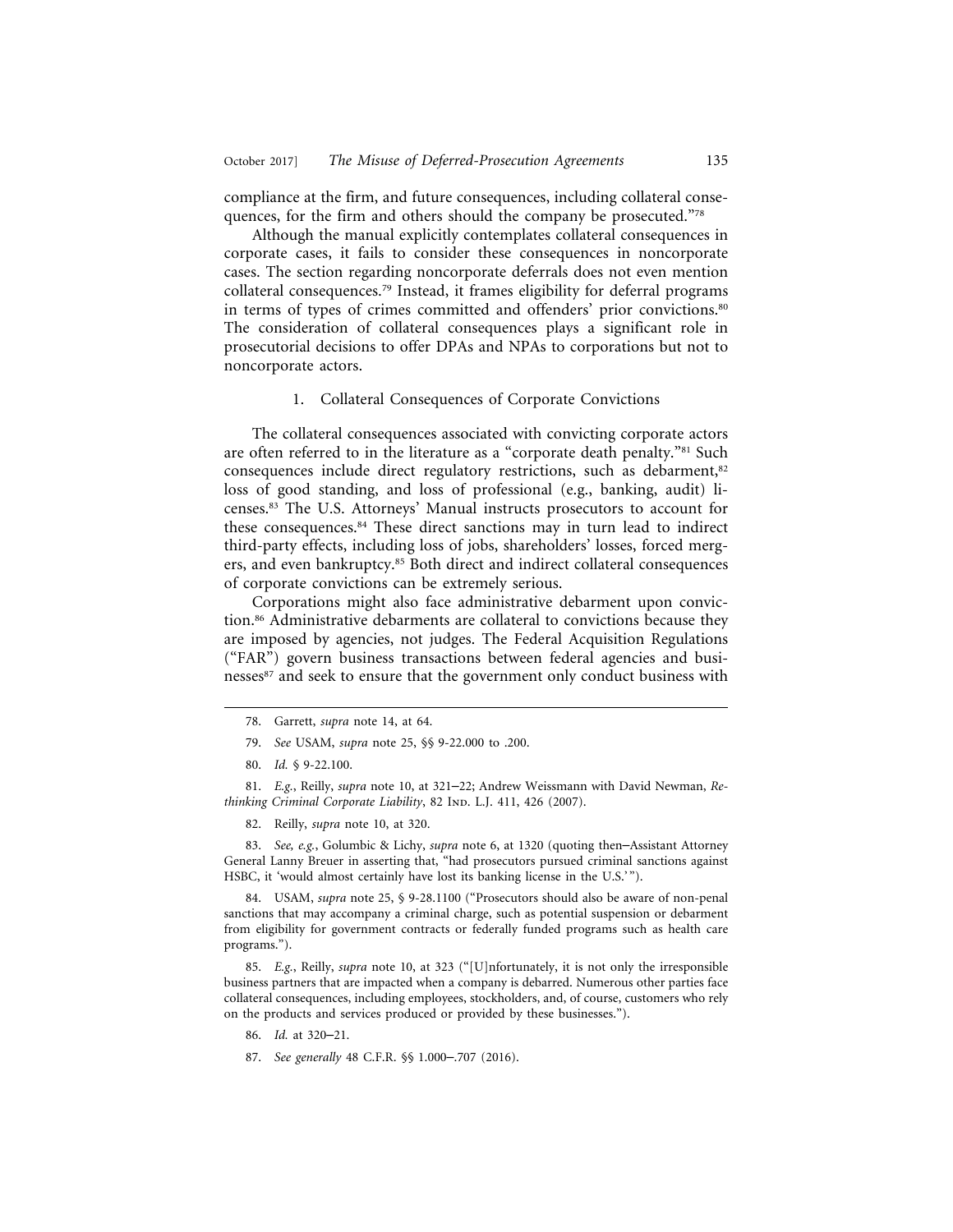compliance at the firm, and future consequences, including collateral consequences, for the firm and others should the company be prosecuted."[78]

Although the manual explicitly contemplates collateral consequences in corporate cases, it fails to consider these consequences in noncorporate cases. The section regarding noncorporate deferrals does not even mention collateral consequences.[79] Instead, it frames eligibility for deferral programs in terms of types of crimes committed and offenders' prior convictions.[80] The consideration of collateral consequences plays a significant role in prosecutorial decisions to offer DPAs and NPAs to corporations but not to noncorporate actors.

### 1. Collateral Consequences of Corporate Convictions

The collateral consequences associated with convicting corporate actors are often referred to in the literature as a "corporate death penalty."[81] Such consequences include direct regulatory restrictions, such as debarment,[82] loss of good standing, and loss of professional (e.g., banking, audit) licenses.[83] The U.S. Attorneys' Manual instructs prosecutors to account for these consequences.[84] These direct sanctions may in turn lead to indirect third-party effects, including loss of jobs, shareholders' losses, forced mergers, and even bankruptcy.[85] Both direct and indirect collateral consequences of corporate convictions can be extremely serious.

Corporations might also face administrative debarment upon conviction.[86] Administrative debarments are collateral to convictions because they are imposed by agencies, not judges. The Federal Acquisition Regulations ("FAR") govern business transactions between federal agencies and businesses[87] and seek to ensure that the government only conduct business with

---

78. Garrett, *supra* note 14, at 64.

79. *See* USAM, *supra* note 25, §§ 9-22.000 to .200.

80. *Id.* § 9-22.100.

81. *E.g.*, Reilly, *supra* note 10, at 321–22; Andrew Weissmann with David Newman, *Rethinking Criminal Corporate Liability*, 82 Ind. L.J. 411, 426 (2007).

82. Reilly, *supra* note 10, at 320.

83. *See, e.g.*, Golumbic & Lichy, *supra* note 6, at 1320 (quoting then–Assistant Attorney General Lanny Breuer in asserting that, "had prosecutors pursued criminal sanctions against HSBC, it 'would almost certainly have lost its banking license in the U.S.'").

84. USAM, *supra* note 25, § 9-28.1100 ("Prosecutors should also be aware of non-penal sanctions that may accompany a criminal charge, such as potential suspension or debarment from eligibility for government contracts or federally funded programs such as health care programs.").

85. *E.g.*, Reilly, *supra* note 10, at 323 ("[U]nfortunately, it is not only the irresponsible business partners that are impacted when a company is debarred. Numerous other parties face collateral consequences, including employees, stockholders, and, of course, customers who rely on the products and services produced or provided by these businesses.").

86. *Id.* at 320–21.

87. *See generally* 48 C.F.R. §§ 1.000–.707 (2016).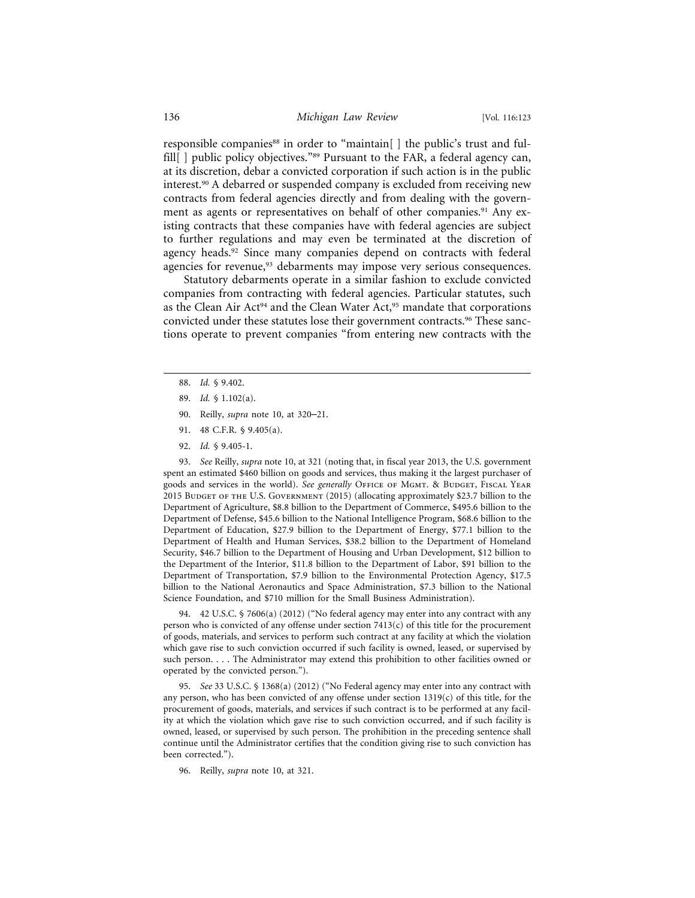responsible companies[88] in order to "maintain[ ] the public's trust and fulfill[ ] public policy objectives."[89] Pursuant to the FAR, a federal agency can, at its discretion, debar a convicted corporation if such action is in the public interest.[90] A debarred or suspended company is excluded from receiving new contracts from federal agencies directly and from dealing with the government as agents or representatives on behalf of other companies.[91] Any existing contracts that these companies have with federal agencies are subject to further regulations and may even be terminated at the discretion of agency heads.[92] Since many companies depend on contracts with federal agencies for revenue,[93] debarments may impose very serious consequences.

Statutory debarments operate in a similar fashion to exclude convicted companies from contracting with federal agencies. Particular statutes, such as the Clean Air Act[94] and the Clean Water Act,[95] mandate that corporations convicted under these statutes lose their government contracts.[96] These sanctions operate to prevent companies "from entering new contracts with the

---

88. *Id.* § 9.402.

89. *Id.* § 1.102(a).

90. Reilly, *supra* note 10, at 320–21.

91. 48 C.F.R. § 9.405(a).

92. *Id.* § 9.405-1.

93. *See* Reilly, *supra* note 10, at 321 (noting that, in fiscal year 2013, the U.S. government spent an estimated $460 billion on goods and services, thus making it the largest purchaser of goods and services in the world). *See generally* Office of Mgmt. & Budget, Fiscal Year 2015 Budget of the U.S. Government (2015) (allocating approximately $23.7 billion to the Department of Agriculture, $8.8 billion to the Department of Commerce, $495.6 billion to the Department of Defense, $45.6 billion to the National Intelligence Program, $68.6 billion to the Department of Education, $27.9 billion to the Department of Energy, $77.1 billion to the Department of Health and Human Services, $38.2 billion to the Department of Homeland Security, $46.7 billion to the Department of Housing and Urban Development, $12 billion to the Department of the Interior, $11.8 billion to the Department of Labor, $91 billion to the Department of Transportation, $7.9 billion to the Environmental Protection Agency, $17.5 billion to the National Aeronautics and Space Administration, $7.3 billion to the National Science Foundation, and $710 million for the Small Business Administration).

94. 42 U.S.C. § 7606(a) (2012) ("No federal agency may enter into any contract with any person who is convicted of any offense under section 7413(c) of this title for the procurement of goods, materials, and services to perform such contract at any facility at which the violation which gave rise to such conviction occurred if such facility is owned, leased, or supervised by such person. . . . The Administrator may extend this prohibition to other facilities owned or operated by the convicted person.").

95. *See* 33 U.S.C. § 1368(a) (2012) ("No Federal agency may enter into any contract with any person, who has been convicted of any offense under section 1319(c) of this title, for the procurement of goods, materials, and services if such contract is to be performed at any facility at which the violation which gave rise to such conviction occurred, and if such facility is owned, leased, or supervised by such person. The prohibition in the preceding sentence shall continue until the Administrator certifies that the condition giving rise to such conviction has been corrected.").

96. Reilly, *supra* note 10, at 321.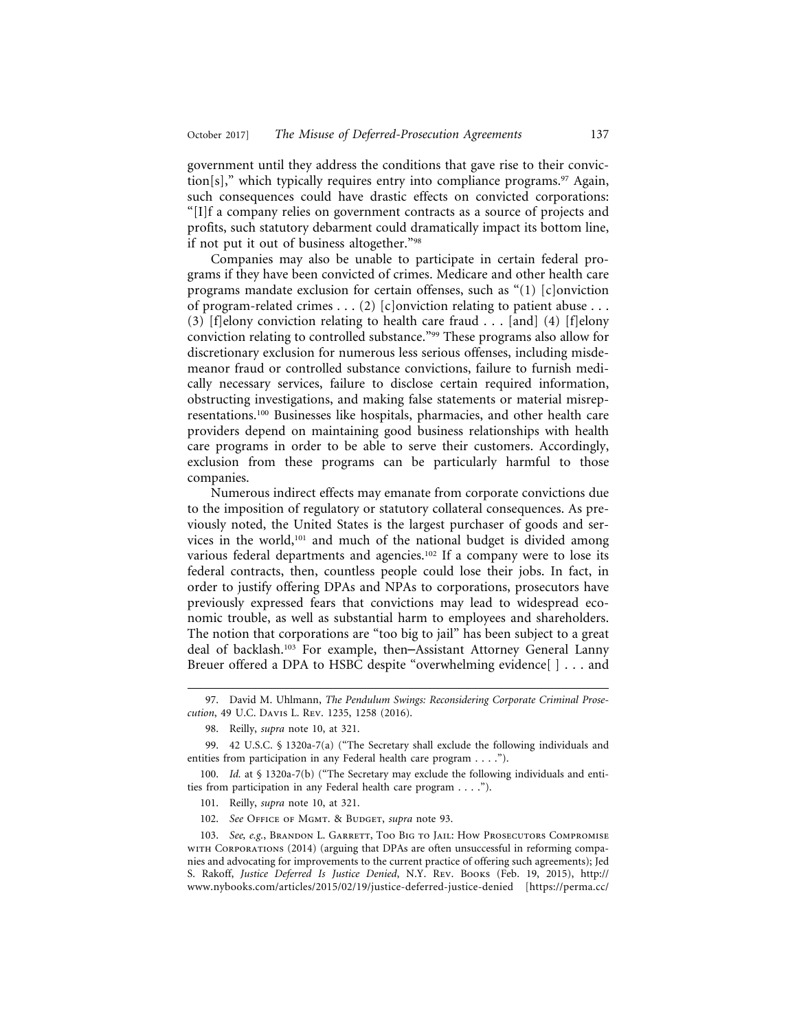government until they address the conditions that gave rise to their conviction[s]," which typically requires entry into compliance programs.[97] Again, such consequences could have drastic effects on convicted corporations: "[I]f a company relies on government contracts as a source of projects and profits, such statutory debarment could dramatically impact its bottom line, if not put it out of business altogether."[98]

Companies may also be unable to participate in certain federal programs if they have been convicted of crimes. Medicare and other health care programs mandate exclusion for certain offenses, such as "(1) [c]onviction of program-related crimes . . . (2) [c]onviction relating to patient abuse . . . (3) [f]elony conviction relating to health care fraud . . . [and] (4) [f]elony conviction relating to controlled substance."[99] These programs also allow for discretionary exclusion for numerous less serious offenses, including misdemeanor fraud or controlled substance convictions, failure to furnish medically necessary services, failure to disclose certain required information, obstructing investigations, and making false statements or material misrepresentations.[100] Businesses like hospitals, pharmacies, and other health care providers depend on maintaining good business relationships with health care programs in order to be able to serve their customers. Accordingly, exclusion from these programs can be particularly harmful to those companies.

Numerous indirect effects may emanate from corporate convictions due to the imposition of regulatory or statutory collateral consequences. As previously noted, the United States is the largest purchaser of goods and services in the world,[101] and much of the national budget is divided among various federal departments and agencies.[102] If a company were to lose its federal contracts, then, countless people could lose their jobs. In fact, in order to justify offering DPAs and NPAs to corporations, prosecutors have previously expressed fears that convictions may lead to widespread economic trouble, as well as substantial harm to employees and shareholders. The notion that corporations are "too big to jail" has been subject to a great deal of backlash.[103] For example, then–Assistant Attorney General Lanny Breuer offered a DPA to HSBC despite "overwhelming evidence[ ] . . . and

---

97. David M. Uhlmann, *The Pendulum Swings: Reconsidering Corporate Criminal Prosecution*, 49 U.C. Davis L. Rev. 1235, 1258 (2016).

98. Reilly, *supra* note 10, at 321.

99. 42 U.S.C. § 1320a-7(a) ("The Secretary shall exclude the following individuals and entities from participation in any Federal health care program . . . .").

100. *Id.* at § 1320a-7(b) ("The Secretary may exclude the following individuals and entities from participation in any Federal health care program . . . .").

101. Reilly, *supra* note 10, at 321.

102. *See* Office of Mgmt. & Budget, *supra* note 93.

103. *See, e.g.*, Brandon L. Garrett, Too Big to Jail: How Prosecutors Compromise with Corporations (2014) (arguing that DPAs are often unsuccessful in reforming companies and advocating for improvements to the current practice of offering such agreements); Jed S. Rakoff, *Justice Deferred Is Justice Denied*, N.Y. Rev. Books (Feb. 19, 2015), http://www.nybooks.com/articles/2015/02/19/justice-deferred-justice-denied [https://perma.cc/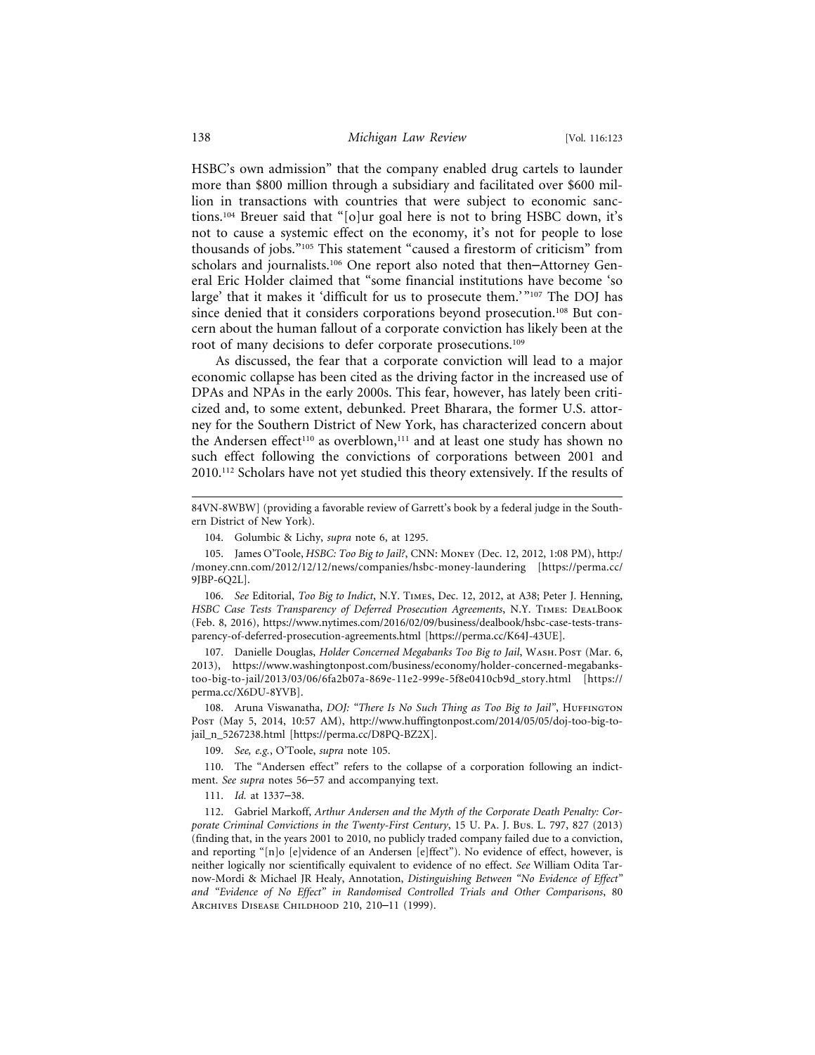HSBC's own admission" that the company enabled drug cartels to launder more than $800 million through a subsidiary and facilitated over $600 million in transactions with countries that were subject to economic sanctions.[104] Breuer said that "[o]ur goal here is not to bring HSBC down, it's not to cause a systemic effect on the economy, it's not for people to lose thousands of jobs."[105] This statement "caused a firestorm of criticism" from scholars and journalists.[106] One report also noted that then–Attorney General Eric Holder claimed that "some financial institutions have become 'so large' that it makes it 'difficult for us to prosecute them.'"[107] The DOJ has since denied that it considers corporations beyond prosecution.[108] But concern about the human fallout of a corporate conviction has likely been at the root of many decisions to defer corporate prosecutions.[109]

As discussed, the fear that a corporate conviction will lead to a major economic collapse has been cited as the driving factor in the increased use of DPAs and NPAs in the early 2000s. This fear, however, has lately been criticized and, to some extent, debunked. Preet Bharara, the former U.S. attorney for the Southern District of New York, has characterized concern about the Andersen effect[110] as overblown,[111] and at least one study has shown no such effect following the convictions of corporations between 2001 and 2010.[112] Scholars have not yet studied this theory extensively. If the results of

---

84VN-8WBW] (providing a favorable review of Garrett's book by a federal judge in the Southern District of New York).

104. Golumbic & Lichy, *supra* note 6, at 1295.

105. James O'Toole, *HSBC: Too Big to Jail?*, CNN: Money (Dec. 12, 2012, 1:08 PM), http://money.cnn.com/2012/12/12/news/companies/hsbc-money-laundering [https://perma.cc/9JBP-6Q2L].

106. *See* Editorial, *Too Big to Indict*, N.Y. Times, Dec. 12, 2012, at A38; Peter J. Henning, *HSBC Case Tests Transparency of Deferred Prosecution Agreements*, N.Y. Times: DealBook (Feb. 8, 2016), https://www.nytimes.com/2016/02/09/business/dealbook/hsbc-case-tests-transparency-of-deferred-prosecution-agreements.html [https://perma.cc/K64J-43UE].

107. Danielle Douglas, *Holder Concerned Megabanks Too Big to Jail*, Wash. Post (Mar. 6, 2013), https://www.washingtonpost.com/business/economy/holder-concerned-megabanks-too-big-to-jail/2013/03/06/6fa2b07a-869e-11e2-999e-5f8e0410cb9d_story.html [https://perma.cc/X6DU-8YVB].

108. Aruna Viswanatha, *DOJ: "There Is No Such Thing as Too Big to Jail"*, Huffington Post (May 5, 2014, 10:57 AM), http://www.huffingtonpost.com/2014/05/05/doj-too-big-to-jail_n_5267238.html [https://perma.cc/D8PQ-BZ2X].

109. *See, e.g.*, O'Toole, *supra* note 105.

110. The "Andersen effect" refers to the collapse of a corporation following an indictment. *See supra* notes 56–57 and accompanying text.

111. *Id.* at 1337–38.

112. Gabriel Markoff, *Arthur Andersen and the Myth of the Corporate Death Penalty: Corporate Criminal Convictions in the Twenty-First Century*, 15 U. Pa. J. Bus. L. 797, 827 (2013) (finding that, in the years 2001 to 2010, no publicly traded company failed due to a conviction, and reporting "[n]o [e]vidence of an Andersen [e]ffect"). No evidence of effect, however, is neither logically nor scientifically equivalent to evidence of no effect. *See* William Odita Tarnow-Mordi & Michael JR Healy, Annotation, *Distinguishing Between "No Evidence of Effect" and "Evidence of No Effect" in Randomised Controlled Trials and Other Comparisons*, 80 Archives Disease Childhood 210, 210–11 (1999).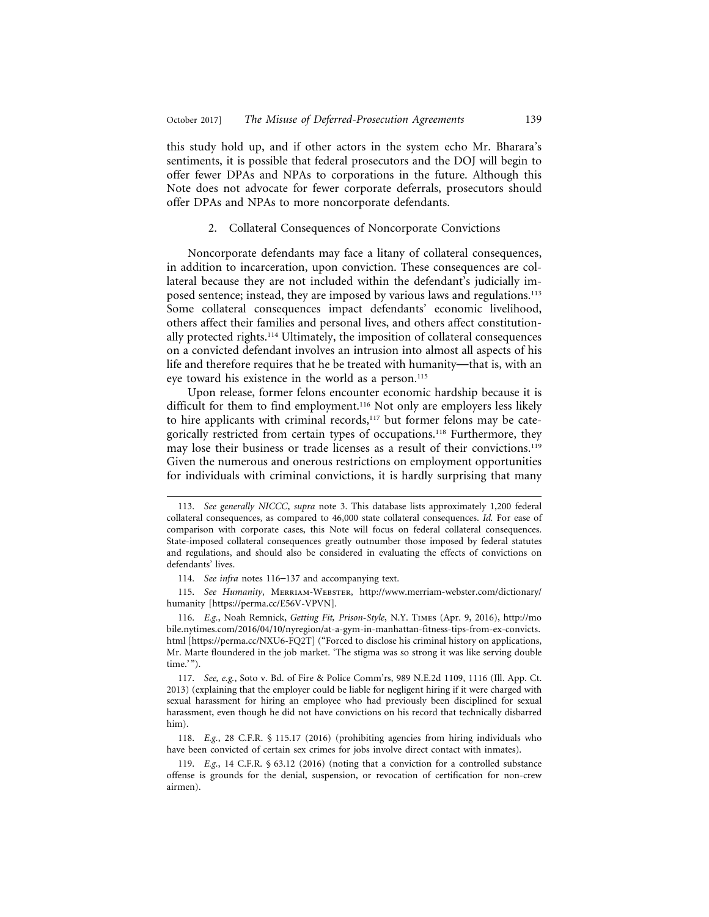this study hold up, and if other actors in the system echo Mr. Bharara's sentiments, it is possible that federal prosecutors and the DOJ will begin to offer fewer DPAs and NPAs to corporations in the future. Although this Note does not advocate for fewer corporate deferrals, prosecutors should offer DPAs and NPAs to more noncorporate defendants.

### 2. Collateral Consequences of Noncorporate Convictions

Noncorporate defendants may face a litany of collateral consequences, in addition to incarceration, upon conviction. These consequences are collateral because they are not included within the defendant's judicially imposed sentence; instead, they are imposed by various laws and regulations.[113] Some collateral consequences impact defendants' economic livelihood, others affect their families and personal lives, and others affect constitutionally protected rights.[114] Ultimately, the imposition of collateral consequences on a convicted defendant involves an intrusion into almost all aspects of his life and therefore requires that he be treated with humanity—that is, with an eye toward his existence in the world as a person.[115]

Upon release, former felons encounter economic hardship because it is difficult for them to find employment.[116] Not only are employers less likely to hire applicants with criminal records,[117] but former felons may be categorically restricted from certain types of occupations.[118] Furthermore, they may lose their business or trade licenses as a result of their convictions.[119] Given the numerous and onerous restrictions on employment opportunities for individuals with criminal convictions, it is hardly surprising that many

---

113. *See generally NICCC*, *supra* note 3. This database lists approximately 1,200 federal collateral consequences, as compared to 46,000 state collateral consequences. *Id.* For ease of comparison with corporate cases, this Note will focus on federal collateral consequences. State-imposed collateral consequences greatly outnumber those imposed by federal statutes and regulations, and should also be considered in evaluating the effects of convictions on defendants' lives.

114. *See infra* notes 116–137 and accompanying text.

115. *See Humanity*, Merriam-Webster, http://www.merriam-webster.com/dictionary/humanity [https://perma.cc/E56V-VPVN].

116. *E.g.*, Noah Remnick, *Getting Fit, Prison-Style*, N.Y. Times (Apr. 9, 2016), http://mobile.nytimes.com/2016/04/10/nyregion/at-a-gym-in-manhattan-fitness-tips-from-ex-convicts.html [https://perma.cc/NXU6-FQ2T] ("Forced to disclose his criminal history on applications, Mr. Marte floundered in the job market. 'The stigma was so strong it was like serving double time.'").

117. *See, e.g.*, Soto v. Bd. of Fire & Police Comm'rs, 989 N.E.2d 1109, 1116 (Ill. App. Ct. 2013) (explaining that the employer could be liable for negligent hiring if it were charged with sexual harassment for hiring an employee who had previously been disciplined for sexual harassment, even though he did not have convictions on his record that technically disbarred him).

118. *E.g.*, 28 C.F.R. § 115.17 (2016) (prohibiting agencies from hiring individuals who have been convicted of certain sex crimes for jobs involve direct contact with inmates).

119. *E.g.*, 14 C.F.R. § 63.12 (2016) (noting that a conviction for a controlled substance offense is grounds for the denial, suspension, or revocation of certification for non-crew airmen).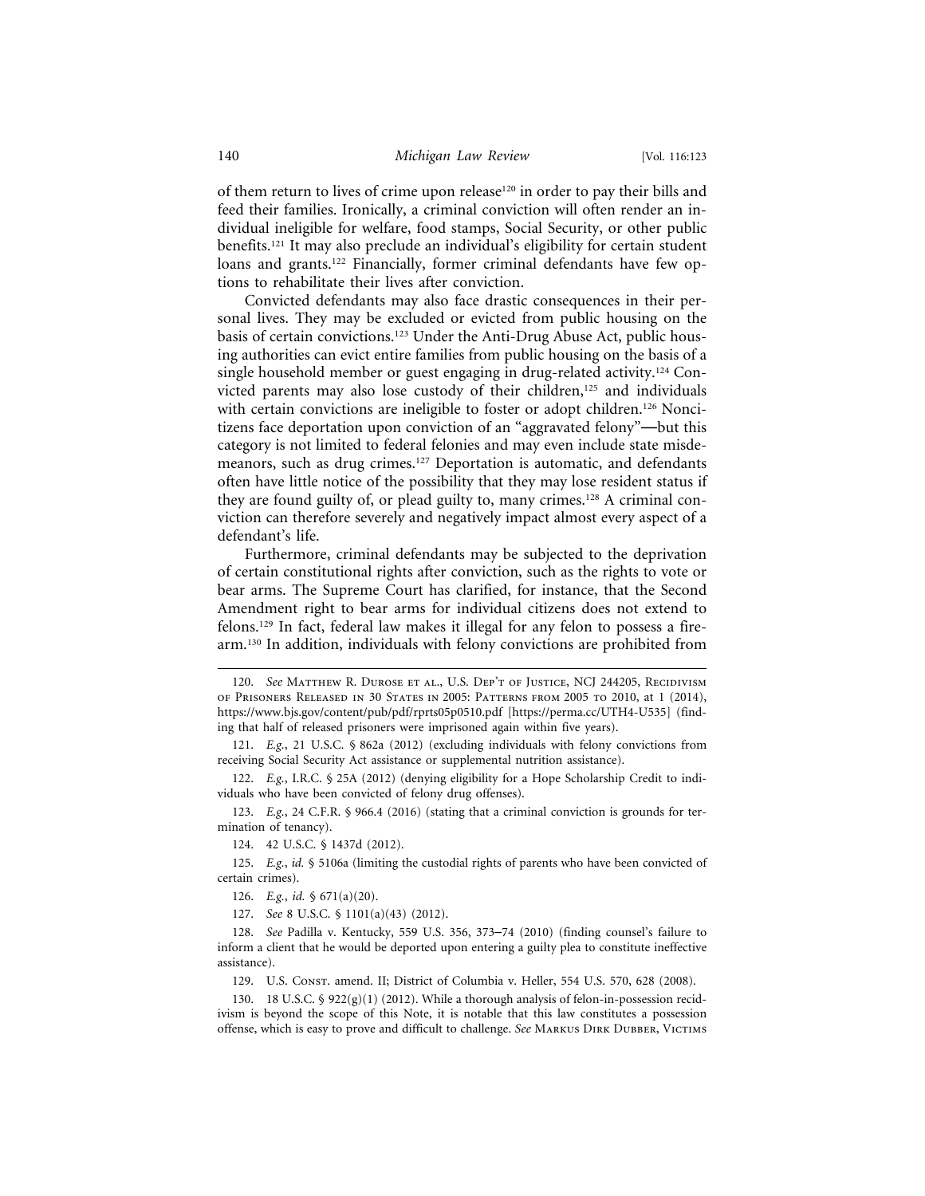of them return to lives of crime upon release[120] in order to pay their bills and feed their families. Ironically, a criminal conviction will often render an individual ineligible for welfare, food stamps, Social Security, or other public benefits.[121] It may also preclude an individual's eligibility for certain student loans and grants.[122] Financially, former criminal defendants have few options to rehabilitate their lives after conviction.

Convicted defendants may also face drastic consequences in their personal lives. They may be excluded or evicted from public housing on the basis of certain convictions.[123] Under the Anti-Drug Abuse Act, public housing authorities can evict entire families from public housing on the basis of a single household member or guest engaging in drug-related activity.[124] Convicted parents may also lose custody of their children,[125] and individuals with certain convictions are ineligible to foster or adopt children.[126] Noncitizens face deportation upon conviction of an "aggravated felony"—but this category is not limited to federal felonies and may even include state misdemeanors, such as drug crimes.[127] Deportation is automatic, and defendants often have little notice of the possibility that they may lose resident status if they are found guilty of, or plead guilty to, many crimes.[128] A criminal conviction can therefore severely and negatively impact almost every aspect of a defendant's life.

Furthermore, criminal defendants may be subjected to the deprivation of certain constitutional rights after conviction, such as the rights to vote or bear arms. The Supreme Court has clarified, for instance, that the Second Amendment right to bear arms for individual citizens does not extend to felons.[129] In fact, federal law makes it illegal for any felon to possess a firearm.[130] In addition, individuals with felony convictions are prohibited from

---

120. *See* Matthew R. Durose et al., U.S. Dep't of Justice, NCJ 244205, Recidivism of Prisoners Released in 30 States in 2005: Patterns from 2005 to 2010, at 1 (2014), https://www.bjs.gov/content/pub/pdf/rprts05p0510.pdf [https://perma.cc/UTH4-U535] (finding that half of released prisoners were imprisoned again within five years).

121. *E.g.*, 21 U.S.C. § 862a (2012) (excluding individuals with felony convictions from receiving Social Security Act assistance or supplemental nutrition assistance).

122. *E.g.*, I.R.C. § 25A (2012) (denying eligibility for a Hope Scholarship Credit to individuals who have been convicted of felony drug offenses).

123. *E.g.*, 24 C.F.R. § 966.4 (2016) (stating that a criminal conviction is grounds for termination of tenancy).

124. 42 U.S.C. § 1437d (2012).

125. *E.g.*, *id.* § 5106a (limiting the custodial rights of parents who have been convicted of certain crimes).

126. *E.g.*, *id.* § 671(a)(20).

127. *See* 8 U.S.C. § 1101(a)(43) (2012).

128. *See* Padilla v. Kentucky, 559 U.S. 356, 373–74 (2010) (finding counsel's failure to inform a client that he would be deported upon entering a guilty plea to constitute ineffective assistance).

129. U.S. Const. amend. II; District of Columbia v. Heller, 554 U.S. 570, 628 (2008).

130. 18 U.S.C. § 922(g)(1) (2012). While a thorough analysis of felon-in-possession recidivism is beyond the scope of this Note, it is notable that this law constitutes a possession offense, which is easy to prove and difficult to challenge. *See* Markus Dirk Dubber, Victims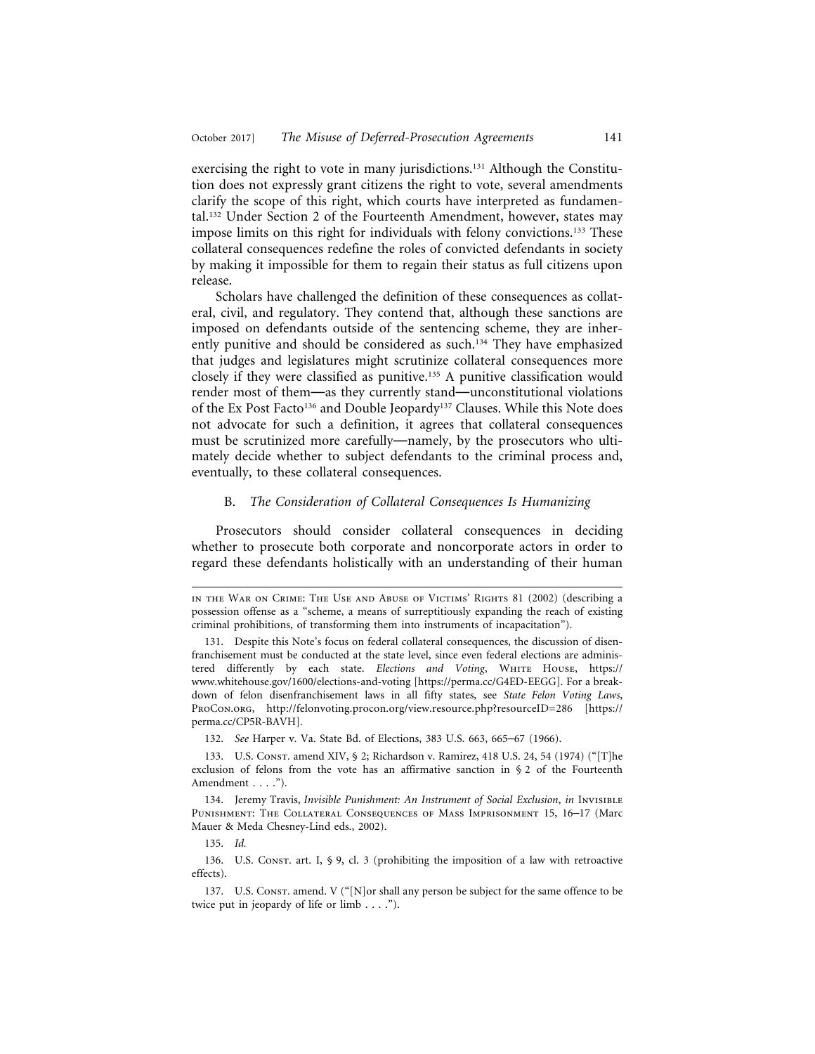exercising the right to vote in many jurisdictions.[131] Although the Constitution does not expressly grant citizens the right to vote, several amendments clarify the scope of this right, which courts have interpreted as fundamental.[132] Under Section 2 of the Fourteenth Amendment, however, states may impose limits on this right for individuals with felony convictions.[133] These collateral consequences redefine the roles of convicted defendants in society by making it impossible for them to regain their status as full citizens upon release.

Scholars have challenged the definition of these consequences as collateral, civil, and regulatory. They contend that, although these sanctions are imposed on defendants outside of the sentencing scheme, they are inherently punitive and should be considered as such.[134] They have emphasized that judges and legislatures might scrutinize collateral consequences more closely if they were classified as punitive.[135] A punitive classification would render most of them—as they currently stand—unconstitutional violations of the Ex Post Facto[136] and Double Jeopardy[137] Clauses. While this Note does not advocate for such a definition, it agrees that collateral consequences must be scrutinized more carefully—namely, by the prosecutors who ultimately decide whether to subject defendants to the criminal process and, eventually, to these collateral consequences.

### B. *The Consideration of Collateral Consequences Is Humanizing*

Prosecutors should consider collateral consequences in deciding whether to prosecute both corporate and noncorporate actors in order to regard these defendants holistically with an understanding of their human

---

in the War on Crime: The Use and Abuse of Victims' Rights 81 (2002) (describing a possession offense as a "scheme, a means of surreptitiously expanding the reach of existing criminal prohibitions, of transforming them into instruments of incapacitation").

131. Despite this Note's focus on federal collateral consequences, the discussion of disenfranchisement must be conducted at the state level, since even federal elections are administered differently by each state. *Elections and Voting*, White House, https://www.whitehouse.gov/1600/elections-and-voting [https://perma.cc/G4ED-EEGG]. For a breakdown of felon disenfranchisement laws in all fifty states, see *State Felon Voting Laws*, ProCon.org, http://felonvoting.procon.org/view.resource.php?resourceID=286 [https://perma.cc/CP5R-BAVH].

132. *See* Harper v. Va. State Bd. of Elections, 383 U.S. 663, 665–67 (1966).

133. U.S. Const. amend XIV, § 2; Richardson v. Ramirez, 418 U.S. 24, 54 (1974) ("[T]he exclusion of felons from the vote has an affirmative sanction in § 2 of the Fourteenth Amendment . . . .").

134. Jeremy Travis, *Invisible Punishment: An Instrument of Social Exclusion*, *in* Invisible Punishment: The Collateral Consequences of Mass Imprisonment 15, 16–17 (Marc Mauer & Meda Chesney-Lind eds., 2002).

135. *Id.*

136. U.S. Const. art. I, § 9, cl. 3 (prohibiting the imposition of a law with retroactive effects).

137. U.S. Const. amend. V ("[N]or shall any person be subject for the same offence to be twice put in jeopardy of life or limb . . . .").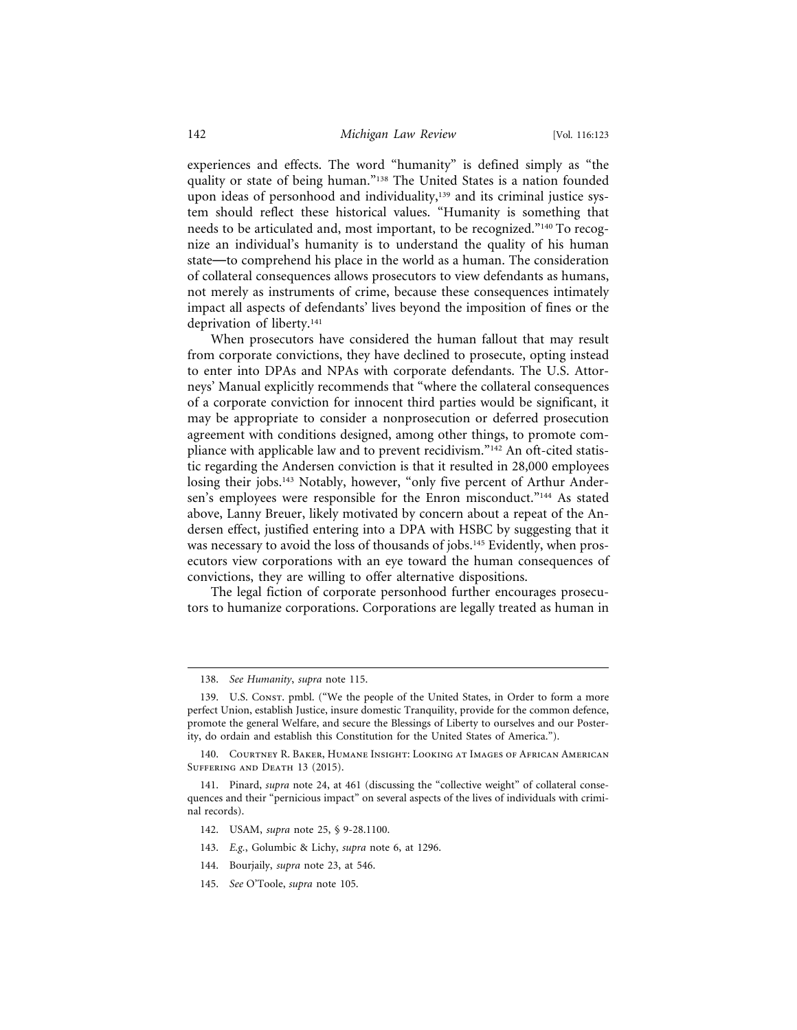experiences and effects. The word "humanity" is defined simply as "the quality or state of being human."[138] The United States is a nation founded upon ideas of personhood and individuality,[139] and its criminal justice system should reflect these historical values. "Humanity is something that needs to be articulated and, most important, to be recognized."[140] To recognize an individual's humanity is to understand the quality of his human state—to comprehend his place in the world as a human. The consideration of collateral consequences allows prosecutors to view defendants as humans, not merely as instruments of crime, because these consequences intimately impact all aspects of defendants' lives beyond the imposition of fines or the deprivation of liberty.[141]

When prosecutors have considered the human fallout that may result from corporate convictions, they have declined to prosecute, opting instead to enter into DPAs and NPAs with corporate defendants. The U.S. Attorneys' Manual explicitly recommends that "where the collateral consequences of a corporate conviction for innocent third parties would be significant, it may be appropriate to consider a nonprosecution or deferred prosecution agreement with conditions designed, among other things, to promote compliance with applicable law and to prevent recidivism."[142] An oft-cited statistic regarding the Andersen conviction is that it resulted in 28,000 employees losing their jobs.[143] Notably, however, "only five percent of Arthur Andersen's employees were responsible for the Enron misconduct."[144] As stated above, Lanny Breuer, likely motivated by concern about a repeat of the Andersen effect, justified entering into a DPA with HSBC by suggesting that it was necessary to avoid the loss of thousands of jobs.[145] Evidently, when prosecutors view corporations with an eye toward the human consequences of convictions, they are willing to offer alternative dispositions.

The legal fiction of corporate personhood further encourages prosecutors to humanize corporations. Corporations are legally treated as human in

---

138. *See Humanity*, *supra* note 115.

139. U.S. Const. pmbl. ("We the people of the United States, in Order to form a more perfect Union, establish Justice, insure domestic Tranquility, provide for the common defence, promote the general Welfare, and secure the Blessings of Liberty to ourselves and our Posterity, do ordain and establish this Constitution for the United States of America.").

140. Courtney R. Baker, Humane Insight: Looking at Images of African American Suffering and Death 13 (2015).

141. Pinard, *supra* note 24, at 461 (discussing the "collective weight" of collateral consequences and their "pernicious impact" on several aspects of the lives of individuals with criminal records).

142. USAM, *supra* note 25, § 9-28.1100.

143. *E.g.*, Golumbic & Lichy, *supra* note 6, at 1296.

144. Bourjaily, *supra* note 23, at 546.

145. *See* O'Toole, *supra* note 105.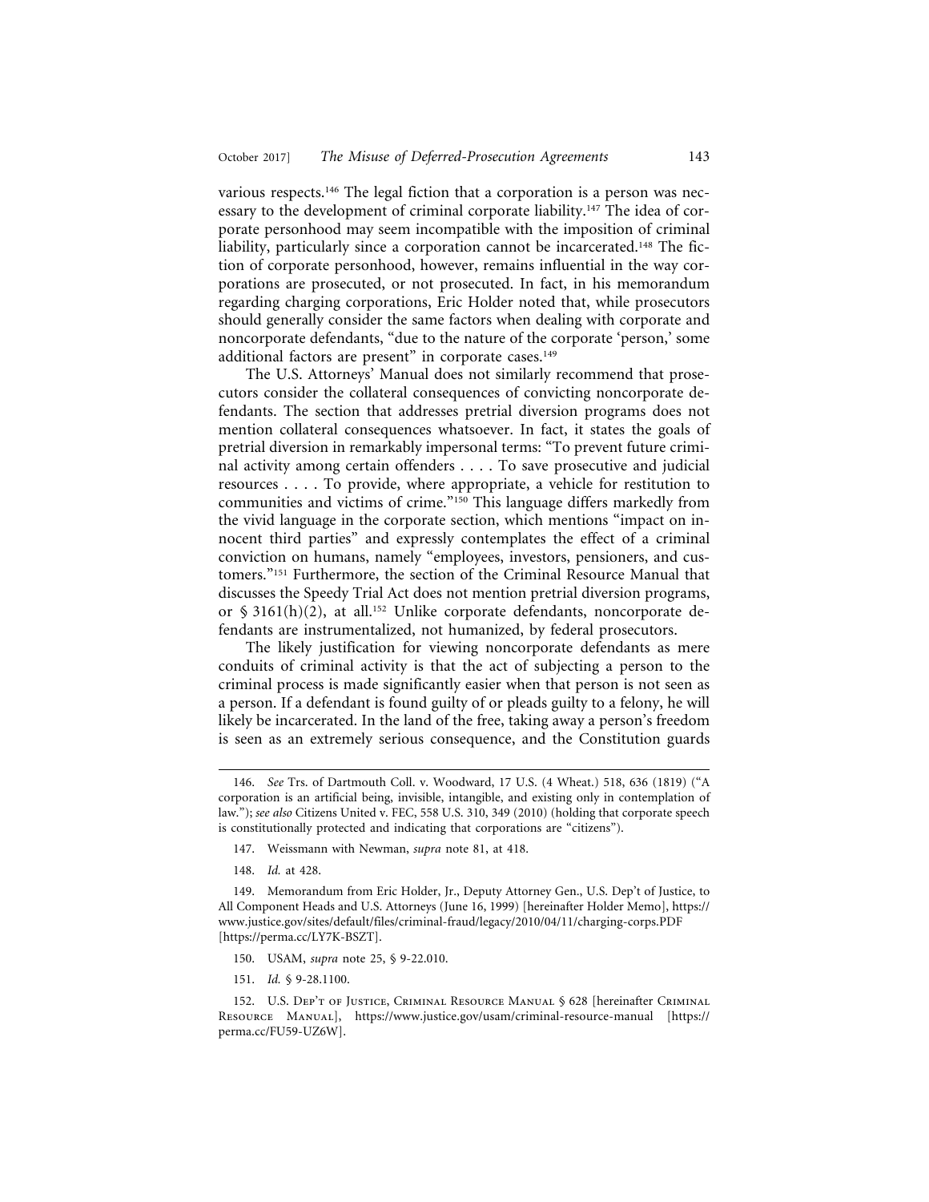various respects.[146] The legal fiction that a corporation is a person was necessary to the development of criminal corporate liability.[147] The idea of corporate personhood may seem incompatible with the imposition of criminal liability, particularly since a corporation cannot be incarcerated.[148] The fiction of corporate personhood, however, remains influential in the way corporations are prosecuted, or not prosecuted. In fact, in his memorandum regarding charging corporations, Eric Holder noted that, while prosecutors should generally consider the same factors when dealing with corporate and noncorporate defendants, "due to the nature of the corporate 'person,' some additional factors are present" in corporate cases.[149]

The U.S. Attorneys' Manual does not similarly recommend that prosecutors consider the collateral consequences of convicting noncorporate defendants. The section that addresses pretrial diversion programs does not mention collateral consequences whatsoever. In fact, it states the goals of pretrial diversion in remarkably impersonal terms: "To prevent future criminal activity among certain offenders . . . . To save prosecutive and judicial resources . . . . To provide, where appropriate, a vehicle for restitution to communities and victims of crime."[150] This language differs markedly from the vivid language in the corporate section, which mentions "impact on innocent third parties" and expressly contemplates the effect of a criminal conviction on humans, namely "employees, investors, pensioners, and customers."[151] Furthermore, the section of the Criminal Resource Manual that discusses the Speedy Trial Act does not mention pretrial diversion programs, or § 3161(h)(2), at all.[152] Unlike corporate defendants, noncorporate defendants are instrumentalized, not humanized, by federal prosecutors.

The likely justification for viewing noncorporate defendants as mere conduits of criminal activity is that the act of subjecting a person to the criminal process is made significantly easier when that person is not seen as a person. If a defendant is found guilty of or pleads guilty to a felony, he will likely be incarcerated. In the land of the free, taking away a person's freedom is seen as an extremely serious consequence, and the Constitution guards

---

146. *See* Trs. of Dartmouth Coll. v. Woodward, 17 U.S. (4 Wheat.) 518, 636 (1819) ("A corporation is an artificial being, invisible, intangible, and existing only in contemplation of law."); *see also* Citizens United v. FEC, 558 U.S. 310, 349 (2010) (holding that corporate speech is constitutionally protected and indicating that corporations are "citizens").

147. Weissmann with Newman, *supra* note 81, at 418.

148. *Id.* at 428.

149. Memorandum from Eric Holder, Jr., Deputy Attorney Gen., U.S. Dep't of Justice, to All Component Heads and U.S. Attorneys (June 16, 1999) [hereinafter Holder Memo], https://www.justice.gov/sites/default/files/criminal-fraud/legacy/2010/04/11/charging-corps.PDF [https://perma.cc/LY7K-BSZT].

150. USAM, *supra* note 25, § 9-22.010.

151. *Id.* § 9-28.1100.

152. U.S. Dep't of Justice, Criminal Resource Manual § 628 [hereinafter Criminal Resource Manual], https://www.justice.gov/usam/criminal-resource-manual [https://perma.cc/FU59-UZ6W].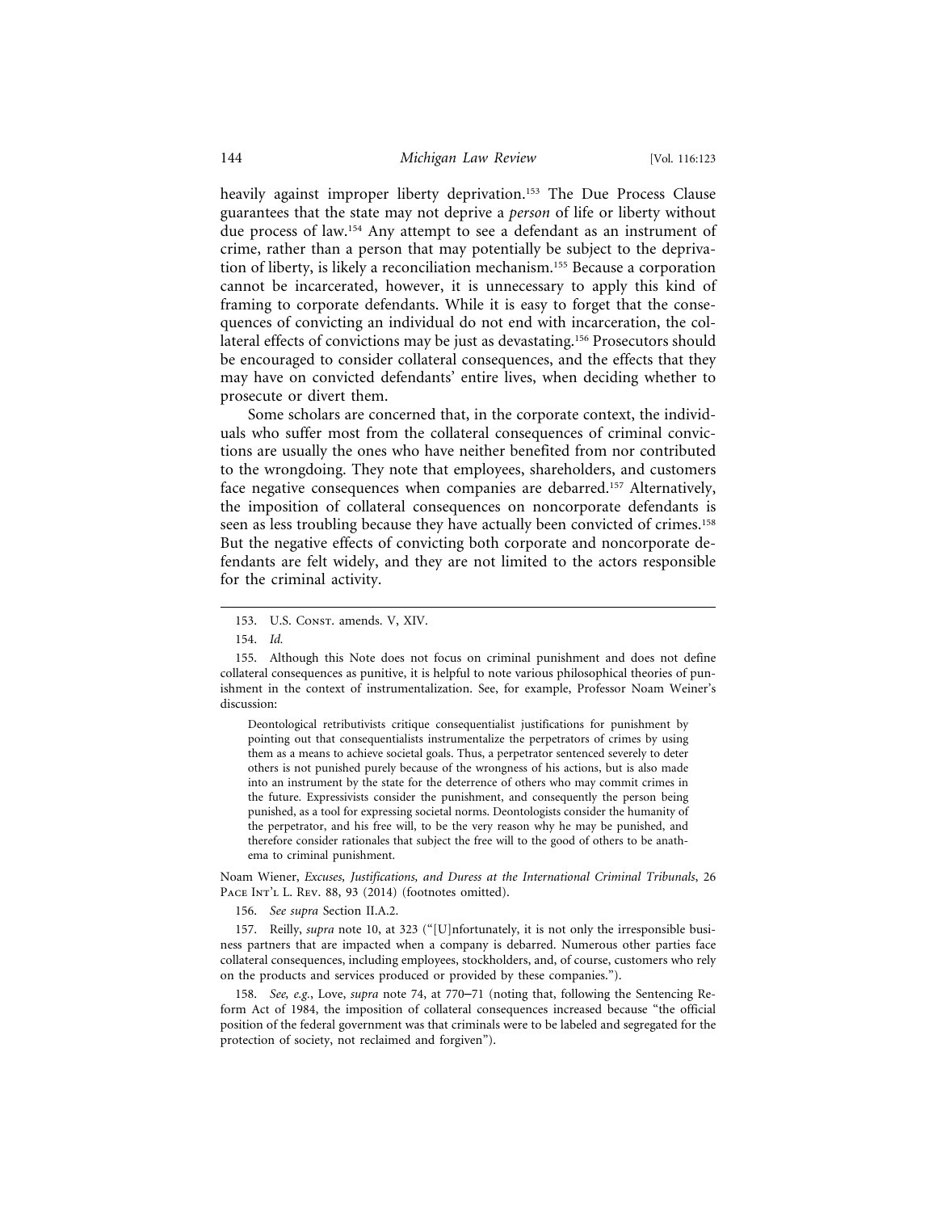heavily against improper liberty deprivation.[153] The Due Process Clause guarantees that the state may not deprive a *person* of life or liberty without due process of law.[154] Any attempt to see a defendant as an instrument of crime, rather than a person that may potentially be subject to the deprivation of liberty, is likely a reconciliation mechanism.[155] Because a corporation cannot be incarcerated, however, it is unnecessary to apply this kind of framing to corporate defendants. While it is easy to forget that the consequences of convicting an individual do not end with incarceration, the collateral effects of convictions may be just as devastating.[156] Prosecutors should be encouraged to consider collateral consequences, and the effects that they may have on convicted defendants' entire lives, when deciding whether to prosecute or divert them.

Some scholars are concerned that, in the corporate context, the individuals who suffer most from the collateral consequences of criminal convictions are usually the ones who have neither benefited from nor contributed to the wrongdoing. They note that employees, shareholders, and customers face negative consequences when companies are debarred.[157] Alternatively, the imposition of collateral consequences on noncorporate defendants is seen as less troubling because they have actually been convicted of crimes.[158] But the negative effects of convicting both corporate and noncorporate defendants are felt widely, and they are not limited to the actors responsible for the criminal activity.

---

153. U.S. Const. amends. V, XIV.

154. *Id.*

155. Although this Note does not focus on criminal punishment and does not define collateral consequences as punitive, it is helpful to note various philosophical theories of punishment in the context of instrumentalization. See, for example, Professor Noam Weiner's discussion:

> Deontological retributivists critique consequentialist justifications for punishment by pointing out that consequentialists instrumentalize the perpetrators of crimes by using them as a means to achieve societal goals. Thus, a perpetrator sentenced severely to deter others is not punished purely because of the wrongness of his actions, but is also made into an instrument by the state for the deterrence of others who may commit crimes in the future. Expressivists consider the punishment, and consequently the person being punished, as a tool for expressing societal norms. Deontologists consider the humanity of the perpetrator, and his free will, to be the very reason why he may be punished, and therefore consider rationales that subject the free will to the good of others to be anathema to criminal punishment.

Noam Wiener, *Excuses, Justifications, and Duress at the International Criminal Tribunals*, 26 Pace Int'l L. Rev. 88, 93 (2014) (footnotes omitted).

156. *See supra* Section II.A.2.

157. Reilly, *supra* note 10, at 323 ("[U]nfortunately, it is not only the irresponsible business partners that are impacted when a company is debarred. Numerous other parties face collateral consequences, including employees, stockholders, and, of course, customers who rely on the products and services produced or provided by these companies.").

158. *See, e.g.*, Love, *supra* note 74, at 770–71 (noting that, following the Sentencing Reform Act of 1984, the imposition of collateral consequences increased because "the official position of the federal government was that criminals were to be labeled and segregated for the protection of society, not reclaimed and forgiven").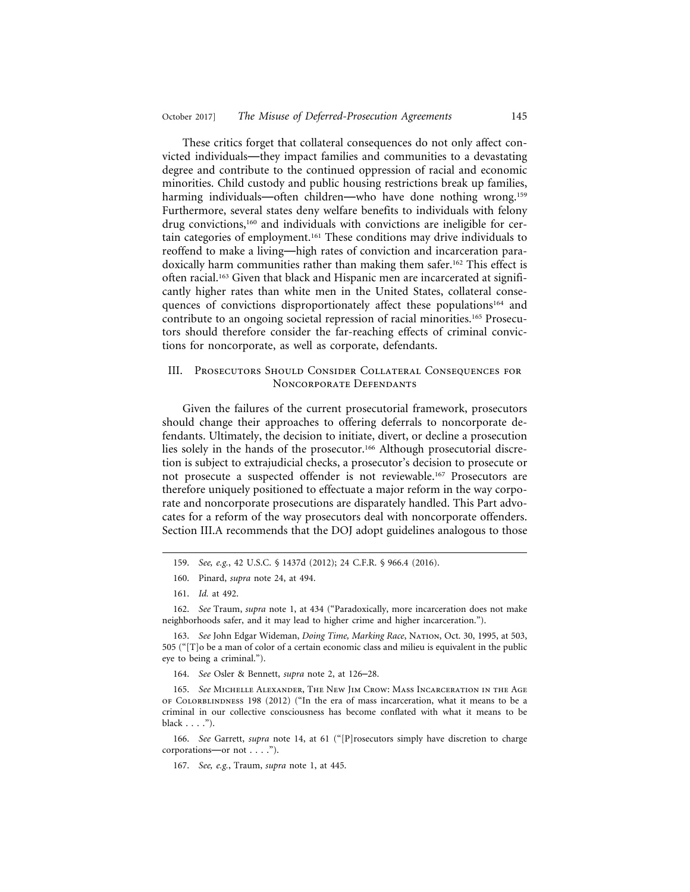These critics forget that collateral consequences do not only affect convicted individuals—they impact families and communities to a devastating degree and contribute to the continued oppression of racial and economic minorities. Child custody and public housing restrictions break up families, harming individuals—often children—who have done nothing wrong.[159] Furthermore, several states deny welfare benefits to individuals with felony drug convictions,[160] and individuals with convictions are ineligible for certain categories of employment.[161] These conditions may drive individuals to reoffend to make a living—high rates of conviction and incarceration paradoxically harm communities rather than making them safer.[162] This effect is often racial.[163] Given that black and Hispanic men are incarcerated at significantly higher rates than white men in the United States, collateral consequences of convictions disproportionately affect these populations[164] and contribute to an ongoing societal repression of racial minorities.[165] Prosecutors should therefore consider the far-reaching effects of criminal convictions for noncorporate, as well as corporate, defendants.

## III. Prosecutors Should Consider Collateral Consequences for Noncorporate Defendants

Given the failures of the current prosecutorial framework, prosecutors should change their approaches to offering deferrals to noncorporate defendants. Ultimately, the decision to initiate, divert, or decline a prosecution lies solely in the hands of the prosecutor.[166] Although prosecutorial discretion is subject to extrajudicial checks, a prosecutor's decision to prosecute or not prosecute a suspected offender is not reviewable.[167] Prosecutors are therefore uniquely positioned to effectuate a major reform in the way corporate and noncorporate prosecutions are disparately handled. This Part advocates for a reform of the way prosecutors deal with noncorporate offenders. Section III.A recommends that the DOJ adopt guidelines analogous to those

---

159. *See, e.g.*, 42 U.S.C. § 1437d (2012); 24 C.F.R. § 966.4 (2016).

160. Pinard, *supra* note 24, at 494.

161. *Id.* at 492.

162. *See* Traum, *supra* note 1, at 434 ("Paradoxically, more incarceration does not make neighborhoods safer, and it may lead to higher crime and higher incarceration.").

163. *See* John Edgar Wideman, *Doing Time, Marking Race*, Nation, Oct. 30, 1995, at 503, 505 ("[T]o be a man of color of a certain economic class and milieu is equivalent in the public eye to being a criminal.").

164. *See* Osler & Bennett, *supra* note 2, at 126–28.

165. *See* Michelle Alexander, The New Jim Crow: Mass Incarceration in the Age of Colorblindness 198 (2012) ("In the era of mass incarceration, what it means to be a criminal in our collective consciousness has become conflated with what it means to be black . . . .").

166. *See* Garrett, *supra* note 14, at 61 ("[P]rosecutors simply have discretion to charge corporations—or not . . . .").

167. *See, e.g.*, Traum, *supra* note 1, at 445.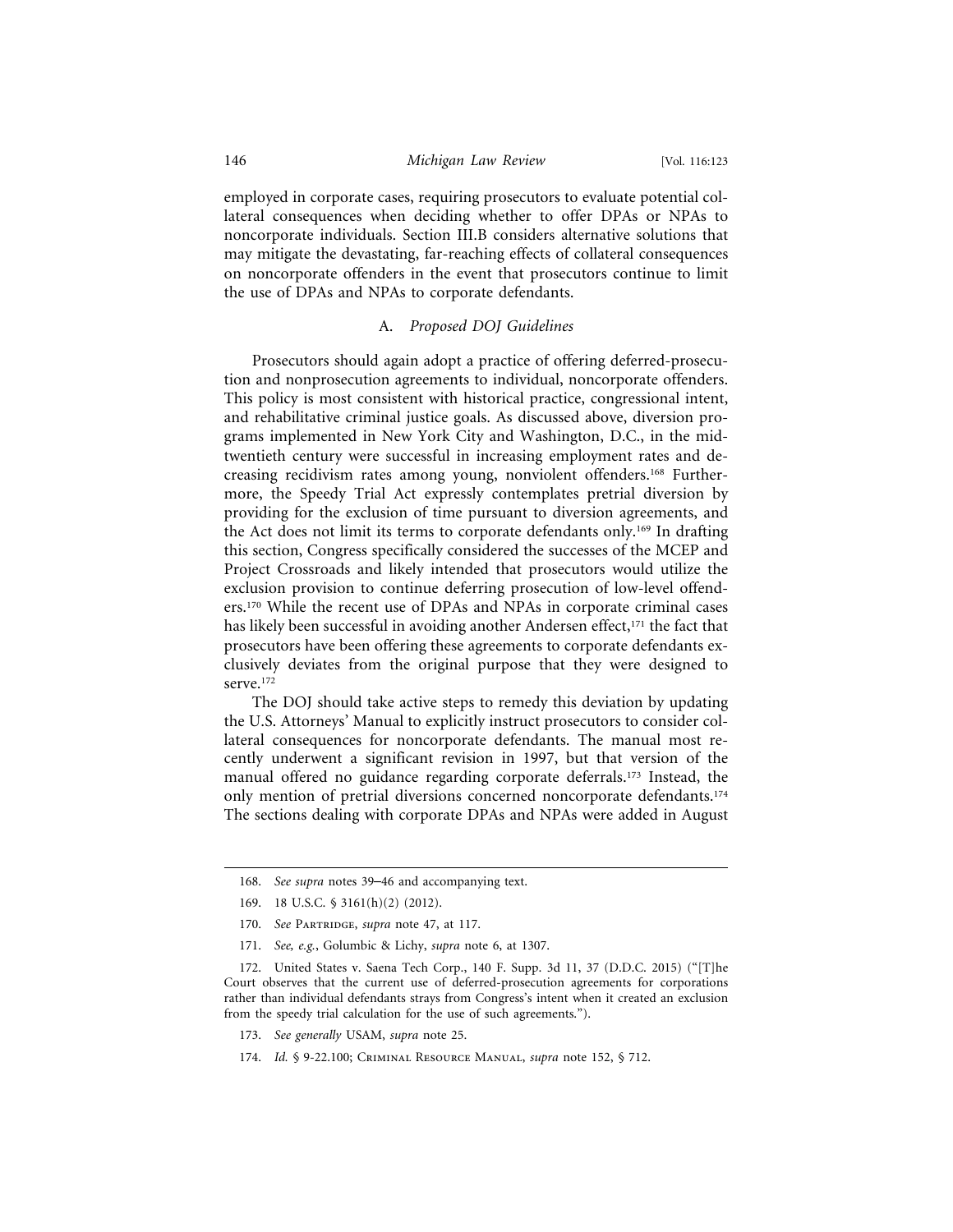employed in corporate cases, requiring prosecutors to evaluate potential collateral consequences when deciding whether to offer DPAs or NPAs to noncorporate individuals. Section III.B considers alternative solutions that may mitigate the devastating, far-reaching effects of collateral consequences on noncorporate offenders in the event that prosecutors continue to limit the use of DPAs and NPAs to corporate defendants.

### A. *Proposed DOJ Guidelines*

Prosecutors should again adopt a practice of offering deferred-prosecution and nonprosecution agreements to individual, noncorporate offenders. This policy is most consistent with historical practice, congressional intent, and rehabilitative criminal justice goals. As discussed above, diversion programs implemented in New York City and Washington, D.C., in the mid-twentieth century were successful in increasing employment rates and decreasing recidivism rates among young, nonviolent offenders.[168] Furthermore, the Speedy Trial Act expressly contemplates pretrial diversion by providing for the exclusion of time pursuant to diversion agreements, and the Act does not limit its terms to corporate defendants only.[169] In drafting this section, Congress specifically considered the successes of the MCEP and Project Crossroads and likely intended that prosecutors would utilize the exclusion provision to continue deferring prosecution of low-level offenders.[170] While the recent use of DPAs and NPAs in corporate criminal cases has likely been successful in avoiding another Andersen effect,[171] the fact that prosecutors have been offering these agreements to corporate defendants exclusively deviates from the original purpose that they were designed to serve.[172]

The DOJ should take active steps to remedy this deviation by updating the U.S. Attorneys' Manual to explicitly instruct prosecutors to consider collateral consequences for noncorporate defendants. The manual most recently underwent a significant revision in 1997, but that version of the manual offered no guidance regarding corporate deferrals.[173] Instead, the only mention of pretrial diversions concerned noncorporate defendants.[174] The sections dealing with corporate DPAs and NPAs were added in August

---

168. *See supra* notes 39–46 and accompanying text.

169. 18 U.S.C. § 3161(h)(2) (2012).

170. *See* Partridge, *supra* note 47, at 117.

171. *See, e.g.*, Golumbic & Lichy, *supra* note 6, at 1307.

172. United States v. Saena Tech Corp., 140 F. Supp. 3d 11, 37 (D.D.C. 2015) ("[T]he Court observes that the current use of deferred-prosecution agreements for corporations rather than individual defendants strays from Congress's intent when it created an exclusion from the speedy trial calculation for the use of such agreements.").

173. *See generally* USAM, *supra* note 25.

174. *Id.* § 9-22.100; Criminal Resource Manual, *supra* note 152, § 712.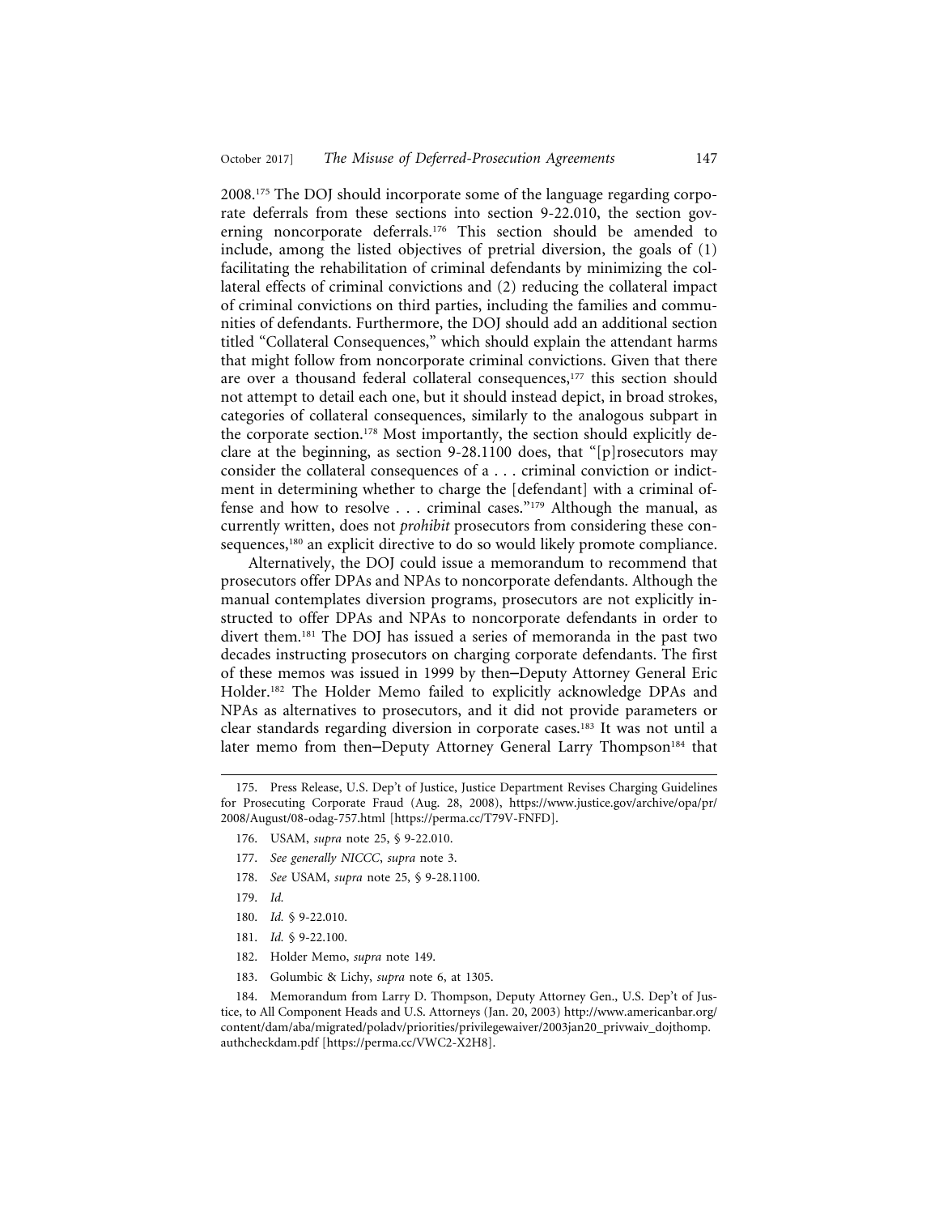2008.[175] The DOJ should incorporate some of the language regarding corporate deferrals from these sections into section 9-22.010, the section governing noncorporate deferrals.[176] This section should be amended to include, among the listed objectives of pretrial diversion, the goals of (1) facilitating the rehabilitation of criminal defendants by minimizing the collateral effects of criminal convictions and (2) reducing the collateral impact of criminal convictions on third parties, including the families and communities of defendants. Furthermore, the DOJ should add an additional section titled "Collateral Consequences," which should explain the attendant harms that might follow from noncorporate criminal convictions. Given that there are over a thousand federal collateral consequences,[177] this section should not attempt to detail each one, but it should instead depict, in broad strokes, categories of collateral consequences, similarly to the analogous subpart in the corporate section.[178] Most importantly, the section should explicitly declare at the beginning, as section 9-28.1100 does, that "[p]rosecutors may consider the collateral consequences of a . . . criminal conviction or indictment in determining whether to charge the [defendant] with a criminal offense and how to resolve . . . criminal cases."[179] Although the manual, as currently written, does not *prohibit* prosecutors from considering these consequences,[180] an explicit directive to do so would likely promote compliance.

Alternatively, the DOJ could issue a memorandum to recommend that prosecutors offer DPAs and NPAs to noncorporate defendants. Although the manual contemplates diversion programs, prosecutors are not explicitly instructed to offer DPAs and NPAs to noncorporate defendants in order to divert them.[181] The DOJ has issued a series of memoranda in the past two decades instructing prosecutors on charging corporate defendants. The first of these memos was issued in 1999 by then–Deputy Attorney General Eric Holder.[182] The Holder Memo failed to explicitly acknowledge DPAs and NPAs as alternatives to prosecutors, and it did not provide parameters or clear standards regarding diversion in corporate cases.[183] It was not until a later memo from then–Deputy Attorney General Larry Thompson[184] that

---

175. Press Release, U.S. Dep't of Justice, Justice Department Revises Charging Guidelines for Prosecuting Corporate Fraud (Aug. 28, 2008), https://www.justice.gov/archive/opa/pr/2008/August/08-odag-757.html [https://perma.cc/T79V-FNFD].

176. USAM, *supra* note 25, § 9-22.010.

177. *See generally NICCC*, *supra* note 3.

178. *See* USAM, *supra* note 25, § 9-28.1100.

179. *Id.*

180. *Id.* § 9-22.010.

181. *Id.* § 9-22.100.

182. Holder Memo, *supra* note 149.

183. Golumbic & Lichy, *supra* note 6, at 1305.

184. Memorandum from Larry D. Thompson, Deputy Attorney Gen., U.S. Dep't of Justice, to All Component Heads and U.S. Attorneys (Jan. 20, 2003) http://www.americanbar.org/content/dam/aba/migrated/poladv/priorities/privilegewaiver/2003jan20_privwaiv_dojthomp.authcheckdam.pdf [https://perma.cc/VWC2-X2H8].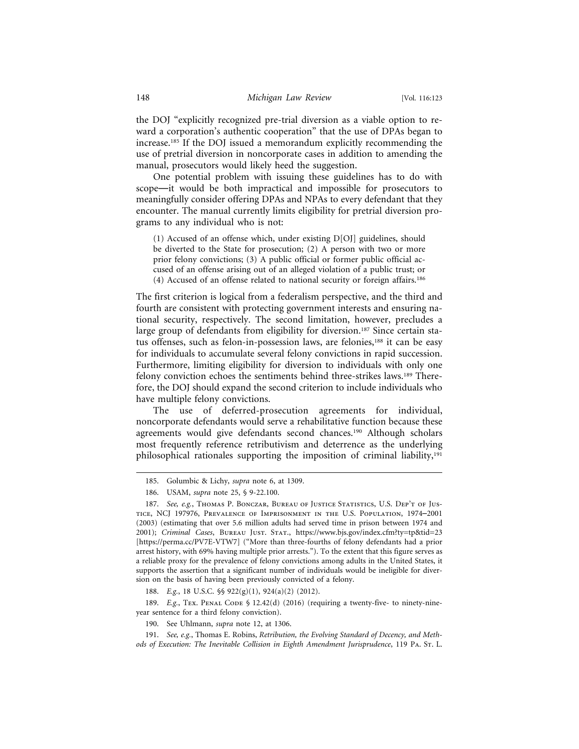the DOJ "explicitly recognized pre-trial diversion as a viable option to reward a corporation's authentic cooperation" that the use of DPAs began to increase.[185] If the DOJ issued a memorandum explicitly recommending the use of pretrial diversion in noncorporate cases in addition to amending the manual, prosecutors would likely heed the suggestion.

One potential problem with issuing these guidelines has to do with scope—it would be both impractical and impossible for prosecutors to meaningfully consider offering DPAs and NPAs to every defendant that they encounter. The manual currently limits eligibility for pretrial diversion programs to any individual who is not:

> (1) Accused of an offense which, under existing D[OJ] guidelines, should be diverted to the State for prosecution; (2) A person with two or more prior felony convictions; (3) A public official or former public official accused of an offense arising out of an alleged violation of a public trust; or (4) Accused of an offense related to national security or foreign affairs.[186]

The first criterion is logical from a federalism perspective, and the third and fourth are consistent with protecting government interests and ensuring national security, respectively. The second limitation, however, precludes a large group of defendants from eligibility for diversion.[187] Since certain status offenses, such as felon-in-possession laws, are felonies,[188] it can be easy for individuals to accumulate several felony convictions in rapid succession. Furthermore, limiting eligibility for diversion to individuals with only one felony conviction echoes the sentiments behind three-strikes laws.[189] Therefore, the DOJ should expand the second criterion to include individuals who have multiple felony convictions.

The use of deferred-prosecution agreements for individual, noncorporate defendants would serve a rehabilitative function because these agreements would give defendants second chances.[190] Although scholars most frequently reference retributivism and deterrence as the underlying philosophical rationales supporting the imposition of criminal liability,[191]

---

185. Golumbic & Lichy, *supra* note 6, at 1309.

186. USAM, *supra* note 25, § 9-22.100.

187. *See, e.g.*, Thomas P. Bonczar, Bureau of Justice Statistics, U.S. Dep't of Justice, NCJ 197976, Prevalence of Imprisonment in the U.S. Population, 1974–2001 (2003) (estimating that over 5.6 million adults had served time in prison between 1974 and 2001); *Criminal Cases*, Bureau Just. Stat., https://www.bjs.gov/index.cfm?ty=tp&tid=23 [https://perma.cc/PV7E-VTW7] ("More than three-fourths of felony defendants had a prior arrest history, with 69% having multiple prior arrests."). To the extent that this figure serves as a reliable proxy for the prevalence of felony convictions among adults in the United States, it supports the assertion that a significant number of individuals would be ineligible for diversion on the basis of having been previously convicted of a felony.

188. *E.g.*, 18 U.S.C. §§ 922(g)(1), 924(a)(2) (2012).

189. *E.g.*, Tex. Penal Code § 12.42(d) (2016) (requiring a twenty-five- to ninety-nine-year sentence for a third felony conviction).

190. See Uhlmann, *supra* note 12, at 1306.

191. *See, e.g.*, Thomas E. Robins, *Retribution, the Evolving Standard of Decency, and Methods of Execution: The Inevitable Collision in Eighth Amendment Jurisprudence*, 119 Pa. St. L.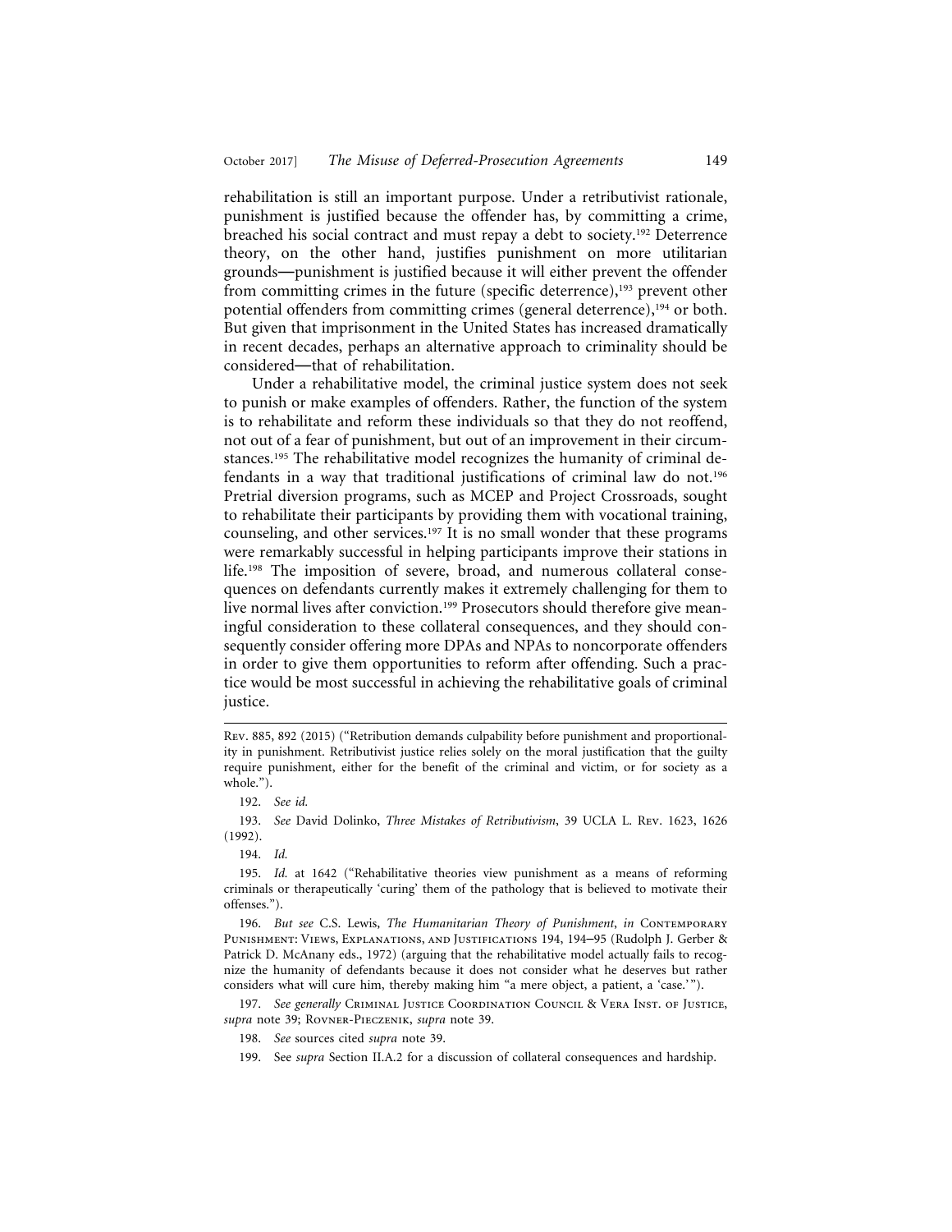rehabilitation is still an important purpose. Under a retributivist rationale, punishment is justified because the offender has, by committing a crime, breached his social contract and must repay a debt to society.[192] Deterrence theory, on the other hand, justifies punishment on more utilitarian grounds—punishment is justified because it will either prevent the offender from committing crimes in the future (specific deterrence),[193] prevent other potential offenders from committing crimes (general deterrence),[194] or both. But given that imprisonment in the United States has increased dramatically in recent decades, perhaps an alternative approach to criminality should be considered—that of rehabilitation.

Under a rehabilitative model, the criminal justice system does not seek to punish or make examples of offenders. Rather, the function of the system is to rehabilitate and reform these individuals so that they do not reoffend, not out of a fear of punishment, but out of an improvement in their circumstances.[195] The rehabilitative model recognizes the humanity of criminal defendants in a way that traditional justifications of criminal law do not.[196] Pretrial diversion programs, such as MCEP and Project Crossroads, sought to rehabilitate their participants by providing them with vocational training, counseling, and other services.[197] It is no small wonder that these programs were remarkably successful in helping participants improve their stations in life.[198] The imposition of severe, broad, and numerous collateral consequences on defendants currently makes it extremely challenging for them to live normal lives after conviction.[199] Prosecutors should therefore give meaningful consideration to these collateral consequences, and they should consequently consider offering more DPAs and NPAs to noncorporate offenders in order to give them opportunities to reform after offending. Such a practice would be most successful in achieving the rehabilitative goals of criminal justice.

---

Rev. 885, 892 (2015) ("Retribution demands culpability before punishment and proportionality in punishment. Retributivist justice relies solely on the moral justification that the guilty require punishment, either for the benefit of the criminal and victim, or for society as a whole.").

192. *See id.*

193. *See* David Dolinko, *Three Mistakes of Retributivism*, 39 UCLA L. Rev. 1623, 1626 (1992).

194. *Id.*

195. *Id.* at 1642 ("Rehabilitative theories view punishment as a means of reforming criminals or therapeutically 'curing' them of the pathology that is believed to motivate their offenses.").

196. *But see* C.S. Lewis, *The Humanitarian Theory of Punishment*, *in* Contemporary Punishment: Views, Explanations, and Justifications 194, 194–95 (Rudolph J. Gerber & Patrick D. McAnany eds., 1972) (arguing that the rehabilitative model actually fails to recognize the humanity of defendants because it does not consider what he deserves but rather considers what will cure him, thereby making him "a mere object, a patient, a 'case.'").

197. *See generally* Criminal Justice Coordination Council & Vera Inst. of Justice, *supra* note 39; Rovner-Pieczenik, *supra* note 39.

198. *See* sources cited *supra* note 39.

199. See *supra* Section II.A.2 for a discussion of collateral consequences and hardship.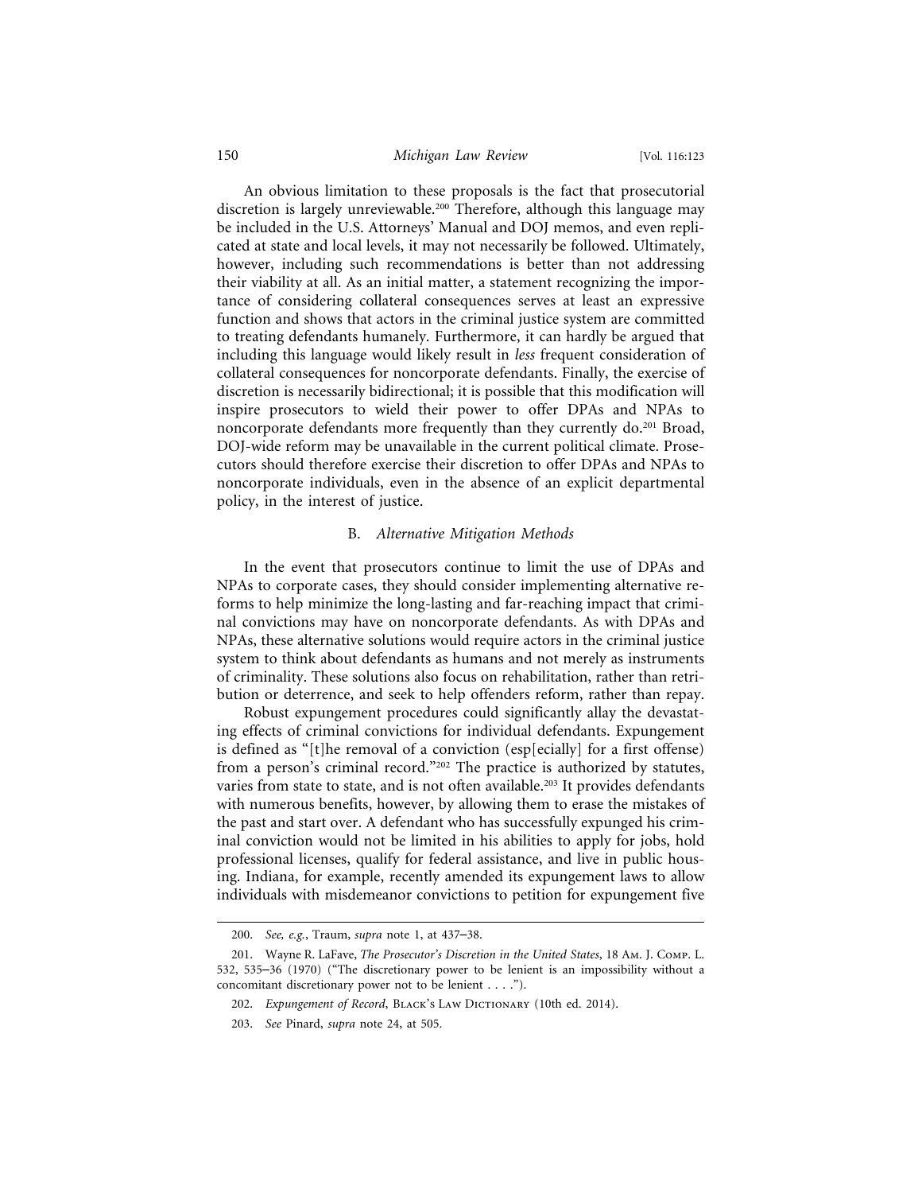An obvious limitation to these proposals is the fact that prosecutorial discretion is largely unreviewable.[200] Therefore, although this language may be included in the U.S. Attorneys' Manual and DOJ memos, and even replicated at state and local levels, it may not necessarily be followed. Ultimately, however, including such recommendations is better than not addressing their viability at all. As an initial matter, a statement recognizing the importance of considering collateral consequences serves at least an expressive function and shows that actors in the criminal justice system are committed to treating defendants humanely. Furthermore, it can hardly be argued that including this language would likely result in *less* frequent consideration of collateral consequences for noncorporate defendants. Finally, the exercise of discretion is necessarily bidirectional; it is possible that this modification will inspire prosecutors to wield their power to offer DPAs and NPAs to noncorporate defendants more frequently than they currently do.[201] Broad, DOJ-wide reform may be unavailable in the current political climate. Prosecutors should therefore exercise their discretion to offer DPAs and NPAs to noncorporate individuals, even in the absence of an explicit departmental policy, in the interest of justice.

### B. *Alternative Mitigation Methods*

In the event that prosecutors continue to limit the use of DPAs and NPAs to corporate cases, they should consider implementing alternative reforms to help minimize the long-lasting and far-reaching impact that criminal convictions may have on noncorporate defendants. As with DPAs and NPAs, these alternative solutions would require actors in the criminal justice system to think about defendants as humans and not merely as instruments of criminality. These solutions also focus on rehabilitation, rather than retribution or deterrence, and seek to help offenders reform, rather than repay.

Robust expungement procedures could significantly allay the devastating effects of criminal convictions for individual defendants. Expungement is defined as "[t]he removal of a conviction (esp[ecially] for a first offense) from a person's criminal record."[202] The practice is authorized by statutes, varies from state to state, and is not often available.[203] It provides defendants with numerous benefits, however, by allowing them to erase the mistakes of the past and start over. A defendant who has successfully expunged his criminal conviction would not be limited in his abilities to apply for jobs, hold professional licenses, qualify for federal assistance, and live in public housing. Indiana, for example, recently amended its expungement laws to allow individuals with misdemeanor convictions to petition for expungement five

---

200. *See, e.g.*, Traum, *supra* note 1, at 437–38.

201. Wayne R. LaFave, *The Prosecutor's Discretion in the United States*, 18 Am. J. Comp. L. 532, 535–36 (1970) ("The discretionary power to be lenient is an impossibility without a concomitant discretionary power not to be lenient . . . .").

202. *Expungement of Record*, Black's Law Dictionary (10th ed. 2014).

203. *See* Pinard, *supra* note 24, at 505.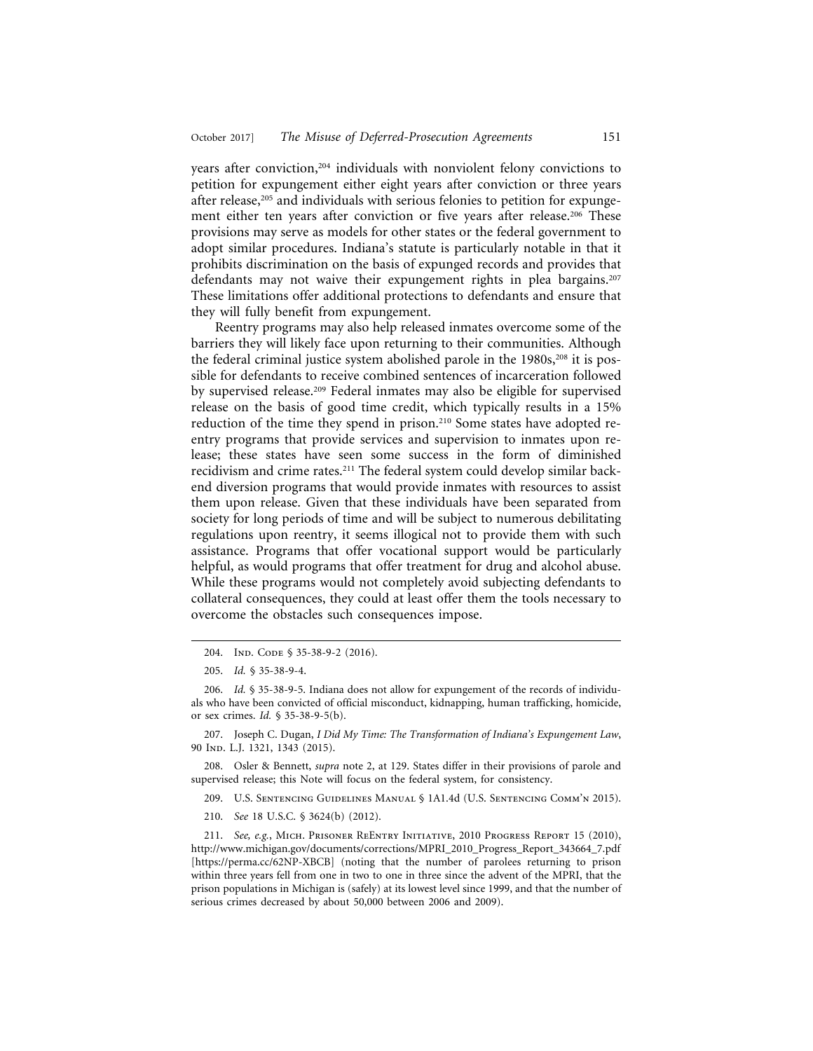years after conviction,[204] individuals with nonviolent felony convictions to petition for expungement either eight years after conviction or three years after release,[205] and individuals with serious felonies to petition for expungement either ten years after conviction or five years after release.[206] These provisions may serve as models for other states or the federal government to adopt similar procedures. Indiana's statute is particularly notable in that it prohibits discrimination on the basis of expunged records and provides that defendants may not waive their expungement rights in plea bargains.[207] These limitations offer additional protections to defendants and ensure that they will fully benefit from expungement.

Reentry programs may also help released inmates overcome some of the barriers they will likely face upon returning to their communities. Although the federal criminal justice system abolished parole in the 1980s,[208] it is possible for defendants to receive combined sentences of incarceration followed by supervised release.[209] Federal inmates may also be eligible for supervised release on the basis of good time credit, which typically results in a 15% reduction of the time they spend in prison.[210] Some states have adopted reentry programs that provide services and supervision to inmates upon release; these states have seen some success in the form of diminished recidivism and crime rates.[211] The federal system could develop similar back-end diversion programs that would provide inmates with resources to assist them upon release. Given that these individuals have been separated from society for long periods of time and will be subject to numerous debilitating regulations upon reentry, it seems illogical not to provide them with such assistance. Programs that offer vocational support would be particularly helpful, as would programs that offer treatment for drug and alcohol abuse. While these programs would not completely avoid subjecting defendants to collateral consequences, they could at least offer them the tools necessary to overcome the obstacles such consequences impose.

---

204. Ind. Code § 35-38-9-2 (2016).

205. *Id.* § 35-38-9-4.

206. *Id.* § 35-38-9-5. Indiana does not allow for expungement of the records of individuals who have been convicted of official misconduct, kidnapping, human trafficking, homicide, or sex crimes. *Id.* § 35-38-9-5(b).

207. Joseph C. Dugan, *I Did My Time: The Transformation of Indiana's Expungement Law*, 90 Ind. L.J. 1321, 1343 (2015).

208. Osler & Bennett, *supra* note 2, at 129. States differ in their provisions of parole and supervised release; this Note will focus on the federal system, for consistency.

209. U.S. Sentencing Guidelines Manual § 1A1.4d (U.S. Sentencing Comm'n 2015).

210. *See* 18 U.S.C. § 3624(b) (2012).

211. *See, e.g.*, Mich. Prisoner ReEntry Initiative, 2010 Progress Report 15 (2010), http://www.michigan.gov/documents/corrections/MPRI_2010_Progress_Report_343664_7.pdf [https://perma.cc/62NP-XBCB] (noting that the number of parolees returning to prison within three years fell from one in two to one in three since the advent of the MPRI, that the prison populations in Michigan is (safely) at its lowest level since 1999, and that the number of serious crimes decreased by about 50,000 between 2006 and 2009).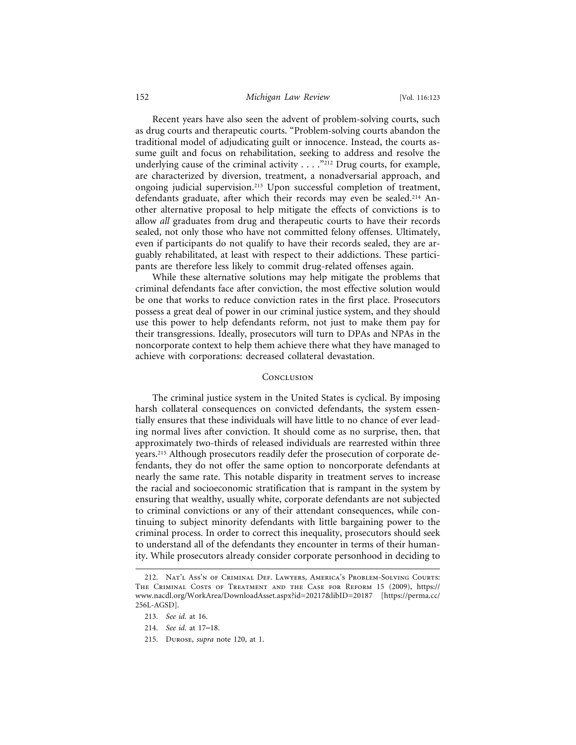Recent years have also seen the advent of problem-solving courts, such as drug courts and therapeutic courts. "Problem-solving courts abandon the traditional model of adjudicating guilt or innocence. Instead, the courts assume guilt and focus on rehabilitation, seeking to address and resolve the underlying cause of the criminal activity . . . ."[212] Drug courts, for example, are characterized by diversion, treatment, a nonadversarial approach, and ongoing judicial supervision.[213] Upon successful completion of treatment, defendants graduate, after which their records may even be sealed.[214] Another alternative proposal to help mitigate the effects of convictions is to allow *all* graduates from drug and therapeutic courts to have their records sealed, not only those who have not committed felony offenses. Ultimately, even if participants do not qualify to have their records sealed, they are arguably rehabilitated, at least with respect to their addictions. These participants are therefore less likely to commit drug-related offenses again.

While these alternative solutions may help mitigate the problems that criminal defendants face after conviction, the most effective solution would be one that works to reduce conviction rates in the first place. Prosecutors possess a great deal of power in our criminal justice system, and they should use this power to help defendants reform, not just to make them pay for their transgressions. Ideally, prosecutors will turn to DPAs and NPAs in the noncorporate context to help them achieve there what they have managed to achieve with corporations: decreased collateral devastation.

## Conclusion

The criminal justice system in the United States is cyclical. By imposing harsh collateral consequences on convicted defendants, the system essentially ensures that these individuals will have little to no chance of ever leading normal lives after conviction. It should come as no surprise, then, that approximately two-thirds of released individuals are rearrested within three years.[215] Although prosecutors readily defer the prosecution of corporate defendants, they do not offer the same option to noncorporate defendants at nearly the same rate. This notable disparity in treatment serves to increase the racial and socioeconomic stratification that is rampant in the system by ensuring that wealthy, usually white, corporate defendants are not subjected to criminal convictions or any of their attendant consequences, while continuing to subject minority defendants with little bargaining power to the criminal process. In order to correct this inequality, prosecutors should seek to understand all of the defendants they encounter in terms of their humanity. While prosecutors already consider corporate personhood in deciding to

---

212. Nat'l Ass'n of Criminal Def. Lawyers, America's Problem-Solving Courts: The Criminal Costs of Treatment and the Case for Reform 15 (2009), https://www.nacdl.org/WorkArea/DownloadAsset.aspx?id=20217&libID=20187 [https://perma.cc/256L-AGSD].

213. *See id.* at 16.

214. *See id.* at 17–18.

215. Durose, *supra* note 120, at 1.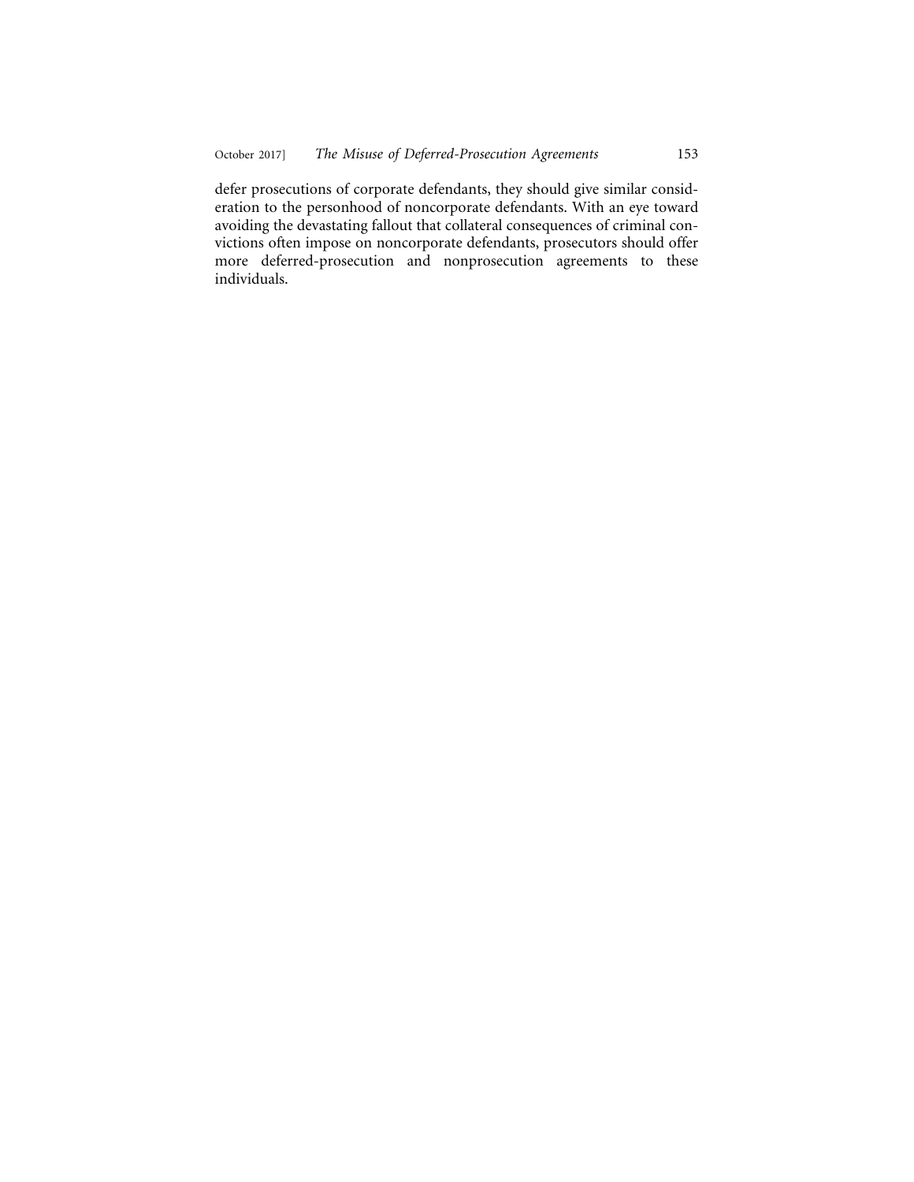defer prosecutions of corporate defendants, they should give similar consideration to the personhood of noncorporate defendants. With an eye toward avoiding the devastating fallout that collateral consequences of criminal convictions often impose on noncorporate defendants, prosecutors should offer more deferred-prosecution and nonprosecution agreements to these individuals.